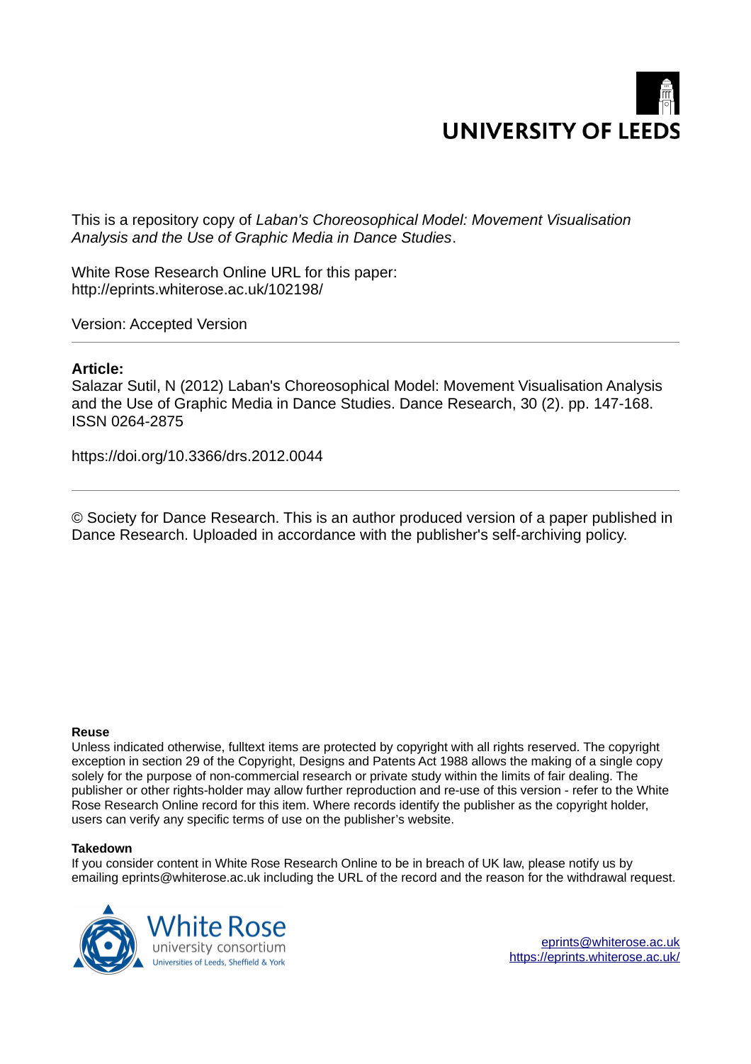UNIVERSITY OF LEEDS

This is a repository copy of *Laban's Choreosophical Model: Movement Visualisation Analysis and the Use of Graphic Media in Dance Studies*.

White Rose Research Online URL for this paper:
http://eprints.whiterose.ac.uk/102198/

Version: Accepted Version

---

**Article:**

Salazar Sutil, N (2012) Laban's Choreosophical Model: Movement Visualisation Analysis and the Use of Graphic Media in Dance Studies. Dance Research, 30 (2). pp. 147-168. ISSN 0264-2875

https://doi.org/10.3366/drs.2012.0044

---

© Society for Dance Research. This is an author produced version of a paper published in Dance Research. Uploaded in accordance with the publisher's self-archiving policy.

**Reuse**

Unless indicated otherwise, fulltext items are protected by copyright with all rights reserved. The copyright exception in section 29 of the Copyright, Designs and Patents Act 1988 allows the making of a single copy solely for the purpose of non-commercial research or private study within the limits of fair dealing. The publisher or other rights-holder may allow further reproduction and re-use of this version - refer to the White Rose Research Online record for this item. Where records identify the publisher as the copyright holder, users can verify any specific terms of use on the publisher's website.

**Takedown**

If you consider content in White Rose Research Online to be in breach of UK law, please notify us by emailing eprints@whiterose.ac.uk including the URL of the record and the reason for the withdrawal request.

White Rose university consortium
Universities of Leeds, Sheffield & York

eprints@whiterose.ac.uk
https://eprints.whiterose.ac.uk/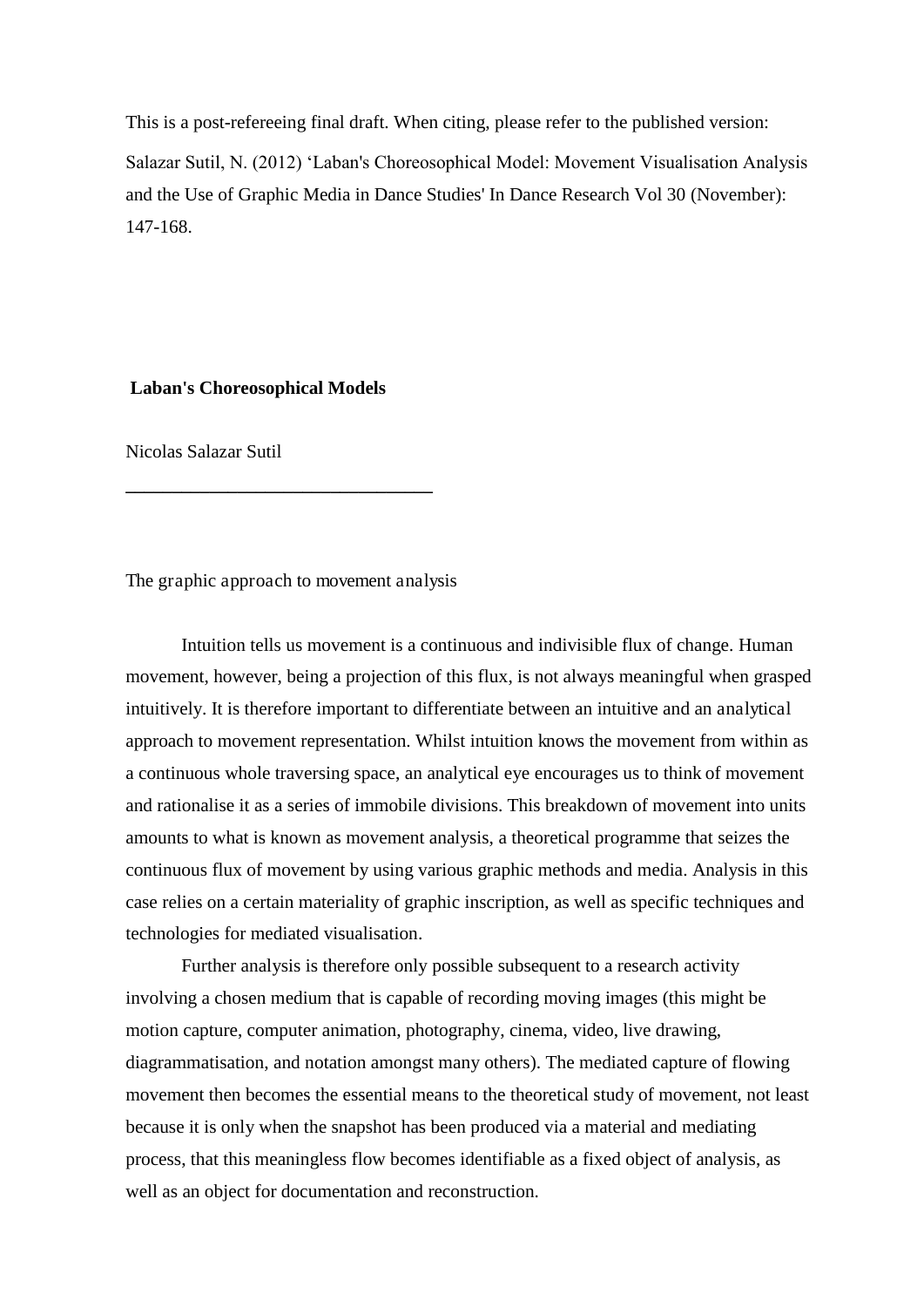This is a post-refereeing final draft. When citing, please refer to the published version:

Salazar Sutil, N. (2012) 'Laban's Choreosophical Model: Movement Visualisation Analysis and the Use of Graphic Media in Dance Studies' In Dance Research Vol 30 (November): 147-168.

# Laban's Choreosophical Models

Nicolas Salazar Sutil

---

## The graphic approach to movement analysis

Intuition tells us movement is a continuous and indivisible flux of change. Human movement, however, being a projection of this flux, is not always meaningful when grasped intuitively. It is therefore important to differentiate between an intuitive and an analytical approach to movement representation. Whilst intuition knows the movement from within as a continuous whole traversing space, an analytical eye encourages us to think of movement and rationalise it as a series of immobile divisions. This breakdown of movement into units amounts to what is known as movement analysis, a theoretical programme that seizes the continuous flux of movement by using various graphic methods and media. Analysis in this case relies on a certain materiality of graphic inscription, as well as specific techniques and technologies for mediated visualisation.

Further analysis is therefore only possible subsequent to a research activity involving a chosen medium that is capable of recording moving images (this might be motion capture, computer animation, photography, cinema, video, live drawing, diagrammatisation, and notation amongst many others). The mediated capture of flowing movement then becomes the essential means to the theoretical study of movement, not least because it is only when the snapshot has been produced via a material and mediating process, that this meaningless flow becomes identifiable as a fixed object of analysis, as well as an object for documentation and reconstruction.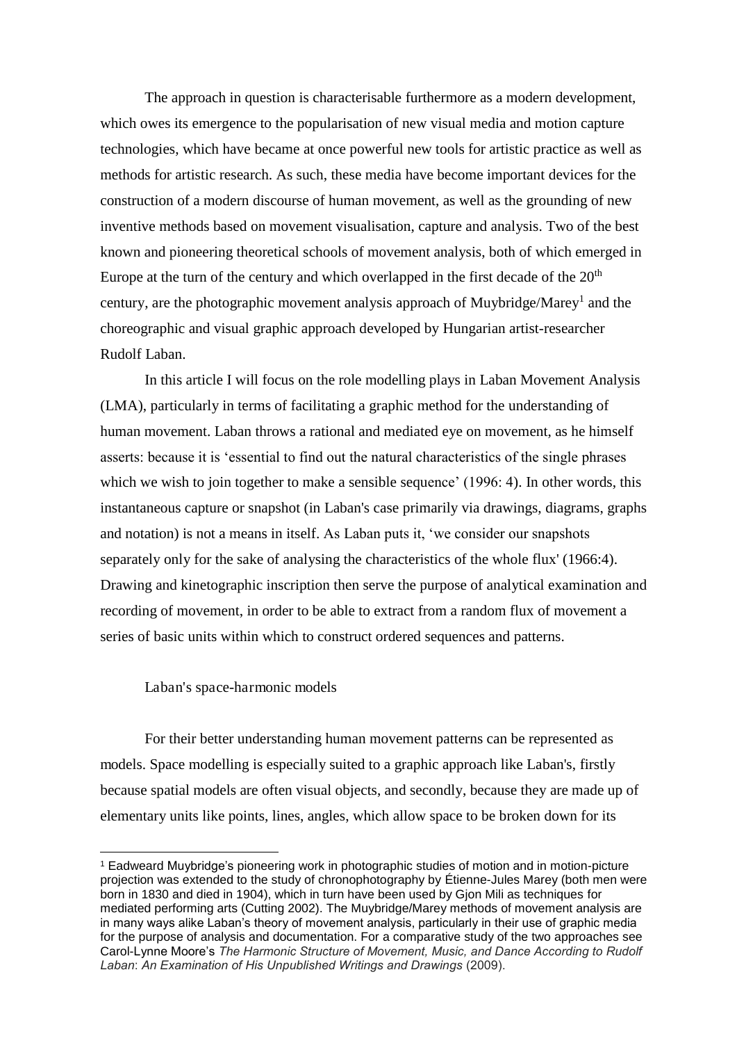The approach in question is characterisable furthermore as a modern development, which owes its emergence to the popularisation of new visual media and motion capture technologies, which have became at once powerful new tools for artistic practice as well as methods for artistic research. As such, these media have become important devices for the construction of a modern discourse of human movement, as well as the grounding of new inventive methods based on movement visualisation, capture and analysis. Two of the best known and pioneering theoretical schools of movement analysis, both of which emerged in Europe at the turn of the century and which overlapped in the first decade of the 20th century, are the photographic movement analysis approach of Muybridge/Marey[1] and the choreographic and visual graphic approach developed by Hungarian artist-researcher Rudolf Laban.

In this article I will focus on the role modelling plays in Laban Movement Analysis (LMA), particularly in terms of facilitating a graphic method for the understanding of human movement. Laban throws a rational and mediated eye on movement, as he himself asserts: because it is 'essential to find out the natural characteristics of the single phrases which we wish to join together to make a sensible sequence' (1996: 4). In other words, this instantaneous capture or snapshot (in Laban's case primarily via drawings, diagrams, graphs and notation) is not a means in itself. As Laban puts it, 'we consider our snapshots separately only for the sake of analysing the characteristics of the whole flux' (1966:4). Drawing and kinetographic inscription then serve the purpose of analytical examination and recording of movement, in order to be able to extract from a random flux of movement a series of basic units within which to construct ordered sequences and patterns.

## Laban's space-harmonic models

For their better understanding human movement patterns can be represented as models. Space modelling is especially suited to a graphic approach like Laban's, firstly because spatial models are often visual objects, and secondly, because they are made up of elementary units like points, lines, angles, which allow space to be broken down for its

---

[1] Eadweard Muybridge's pioneering work in photographic studies of motion and in motion-picture projection was extended to the study of chronophotography by Étienne-Jules Marey (both men were born in 1830 and died in 1904), which in turn have been used by Gjon Mili as techniques for mediated performing arts (Cutting 2002). The Muybridge/Marey methods of movement analysis are in many ways alike Laban's theory of movement analysis, particularly in their use of graphic media for the purpose of analysis and documentation. For a comparative study of the two approaches see Carol-Lynne Moore's *The Harmonic Structure of Movement, Music, and Dance According to Rudolf Laban*: *An Examination of His Unpublished Writings and Drawings* (2009).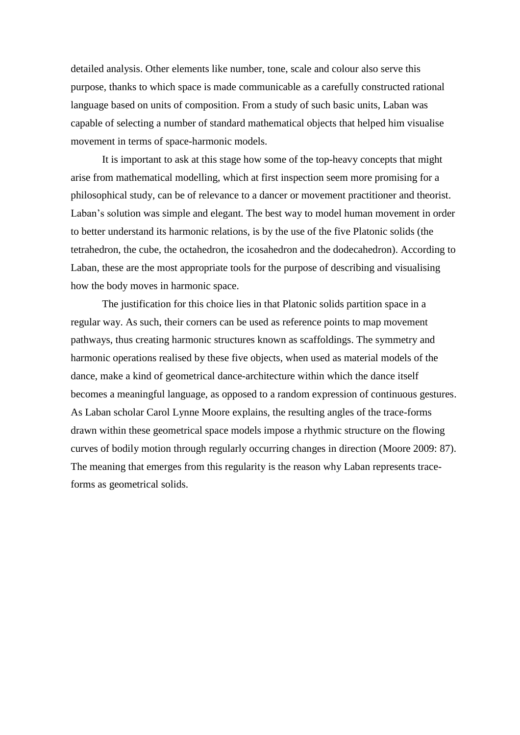detailed analysis. Other elements like number, tone, scale and colour also serve this purpose, thanks to which space is made communicable as a carefully constructed rational language based on units of composition. From a study of such basic units, Laban was capable of selecting a number of standard mathematical objects that helped him visualise movement in terms of space-harmonic models.

It is important to ask at this stage how some of the top-heavy concepts that might arise from mathematical modelling, which at first inspection seem more promising for a philosophical study, can be of relevance to a dancer or movement practitioner and theorist. Laban's solution was simple and elegant. The best way to model human movement in order to better understand its harmonic relations, is by the use of the five Platonic solids (the tetrahedron, the cube, the octahedron, the icosahedron and the dodecahedron). According to Laban, these are the most appropriate tools for the purpose of describing and visualising how the body moves in harmonic space.

The justification for this choice lies in that Platonic solids partition space in a regular way. As such, their corners can be used as reference points to map movement pathways, thus creating harmonic structures known as scaffoldings. The symmetry and harmonic operations realised by these five objects, when used as material models of the dance, make a kind of geometrical dance-architecture within which the dance itself becomes a meaningful language, as opposed to a random expression of continuous gestures. As Laban scholar Carol Lynne Moore explains, the resulting angles of the trace-forms drawn within these geometrical space models impose a rhythmic structure on the flowing curves of bodily motion through regularly occurring changes in direction (Moore 2009: 87). The meaning that emerges from this regularity is the reason why Laban represents trace-forms as geometrical solids.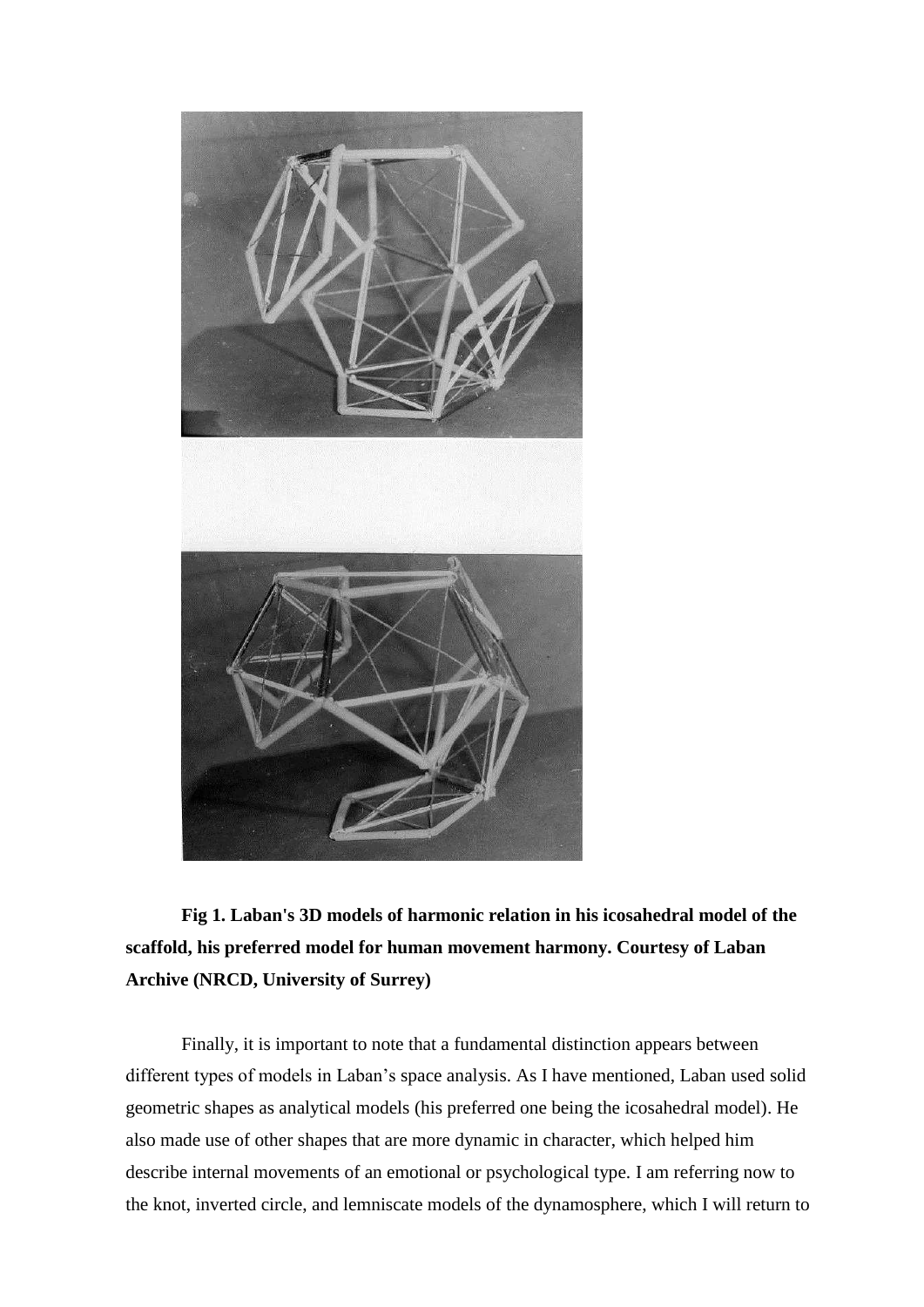**Fig 1. Laban's 3D models of harmonic relation in his icosahedral model of the scaffold, his preferred model for human movement harmony. Courtesy of Laban Archive (NRCD, University of Surrey)**

Finally, it is important to note that a fundamental distinction appears between different types of models in Laban's space analysis. As I have mentioned, Laban used solid geometric shapes as analytical models (his preferred one being the icosahedral model). He also made use of other shapes that are more dynamic in character, which helped him describe internal movements of an emotional or psychological type. I am referring now to the knot, inverted circle, and lemniscate models of the dynamosphere, which I will return to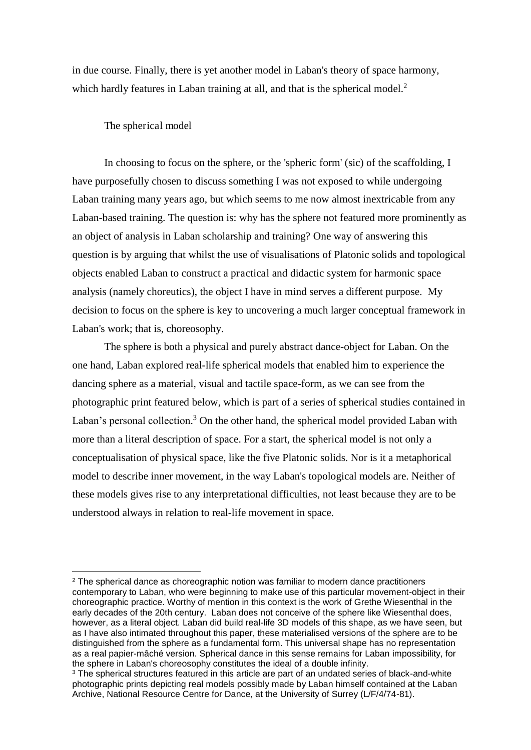in due course. Finally, there is yet another model in Laban's theory of space harmony, which hardly features in Laban training at all, and that is the spherical model.[2]

## The spherical model

In choosing to focus on the sphere, or the 'spheric form' (sic) of the scaffolding, I have purposefully chosen to discuss something I was not exposed to while undergoing Laban training many years ago, but which seems to me now almost inextricable from any Laban-based training. The question is: why has the sphere not featured more prominently as an object of analysis in Laban scholarship and training? One way of answering this question is by arguing that whilst the use of visualisations of Platonic solids and topological objects enabled Laban to construct a practical and didactic system for harmonic space analysis (namely choreutics), the object I have in mind serves a different purpose. My decision to focus on the sphere is key to uncovering a much larger conceptual framework in Laban's work; that is, choreosophy.

The sphere is both a physical and purely abstract dance-object for Laban. On the one hand, Laban explored real-life spherical models that enabled him to experience the dancing sphere as a material, visual and tactile space-form, as we can see from the photographic print featured below, which is part of a series of spherical studies contained in Laban's personal collection.[3] On the other hand, the spherical model provided Laban with more than a literal description of space. For a start, the spherical model is not only a conceptualisation of physical space, like the five Platonic solids. Nor is it a metaphorical model to describe inner movement, in the way Laban's topological models are. Neither of these models gives rise to any interpretational difficulties, not least because they are to be understood always in relation to real-life movement in space.

---

[2] The spherical dance as choreographic notion was familiar to modern dance practitioners contemporary to Laban, who were beginning to make use of this particular movement-object in their choreographic practice. Worthy of mention in this context is the work of Grethe Wiesenthal in the early decades of the 20th century. Laban does not conceive of the sphere like Wiesenthal does, however, as a literal object. Laban did build real-life 3D models of this shape, as we have seen, but as I have also intimated throughout this paper, these materialised versions of the sphere are to be distinguished from the sphere as a fundamental form. This universal shape has no representation as a real papier-mâché version. Spherical dance in this sense remains for Laban impossibility, for the sphere in Laban's choreosophy constitutes the ideal of a double infinity.

[3] The spherical structures featured in this article are part of an undated series of black-and-white photographic prints depicting real models possibly made by Laban himself contained at the Laban Archive, National Resource Centre for Dance, at the University of Surrey (L/F/4/74-81).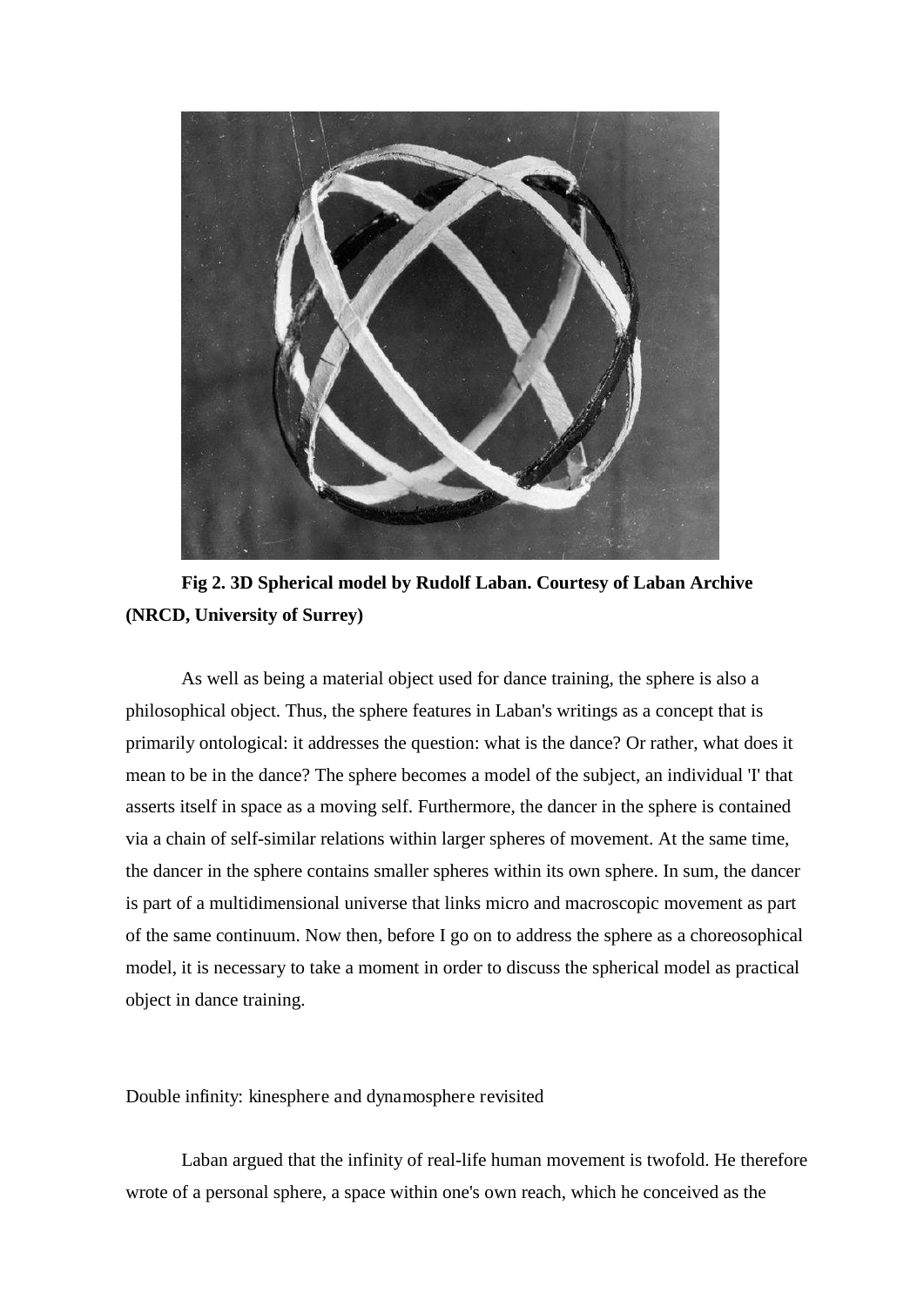**Fig 2. 3D Spherical model by Rudolf Laban. Courtesy of Laban Archive (NRCD, University of Surrey)**

As well as being a material object used for dance training, the sphere is also a philosophical object. Thus, the sphere features in Laban's writings as a concept that is primarily ontological: it addresses the question: what is the dance? Or rather, what does it mean to be in the dance? The sphere becomes a model of the subject, an individual 'I' that asserts itself in space as a moving self. Furthermore, the dancer in the sphere is contained via a chain of self-similar relations within larger spheres of movement. At the same time, the dancer in the sphere contains smaller spheres within its own sphere. In sum, the dancer is part of a multidimensional universe that links micro and macroscopic movement as part of the same continuum. Now then, before I go on to address the sphere as a choreosophical model, it is necessary to take a moment in order to discuss the spherical model as practical object in dance training.

## Double infinity: kinesphere and dynamosphere revisited

Laban argued that the infinity of real-life human movement is twofold. He therefore wrote of a personal sphere, a space within one's own reach, which he conceived as the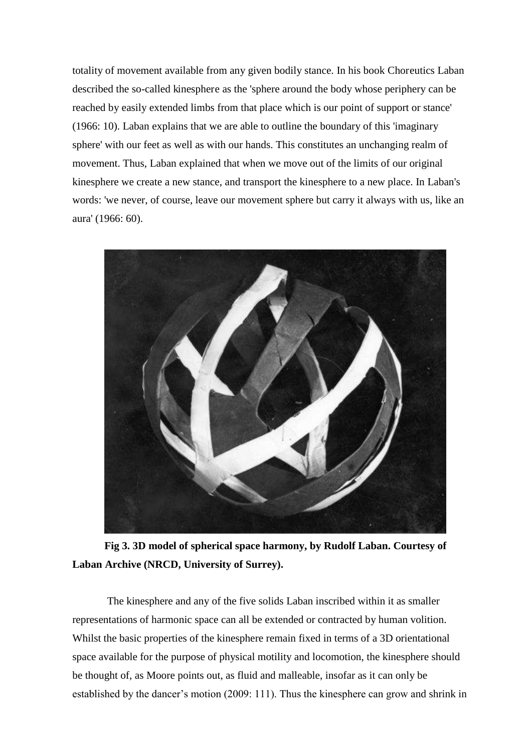totality of movement available from any given bodily stance. In his book Choreutics Laban described the so-called kinesphere as the 'sphere around the body whose periphery can be reached by easily extended limbs from that place which is our point of support or stance' (1966: 10). Laban explains that we are able to outline the boundary of this 'imaginary sphere' with our feet as well as with our hands. This constitutes an unchanging realm of movement. Thus, Laban explained that when we move out of the limits of our original kinesphere we create a new stance, and transport the kinesphere to a new place. In Laban's words: 'we never, of course, leave our movement sphere but carry it always with us, like an aura' (1966: 60).

**Fig 3. 3D model of spherical space harmony, by Rudolf Laban. Courtesy of Laban Archive (NRCD, University of Surrey).**

The kinesphere and any of the five solids Laban inscribed within it as smaller representations of harmonic space can all be extended or contracted by human volition. Whilst the basic properties of the kinesphere remain fixed in terms of a 3D orientational space available for the purpose of physical motility and locomotion, the kinesphere should be thought of, as Moore points out, as fluid and malleable, insofar as it can only be established by the dancer's motion (2009: 111). Thus the kinesphere can grow and shrink in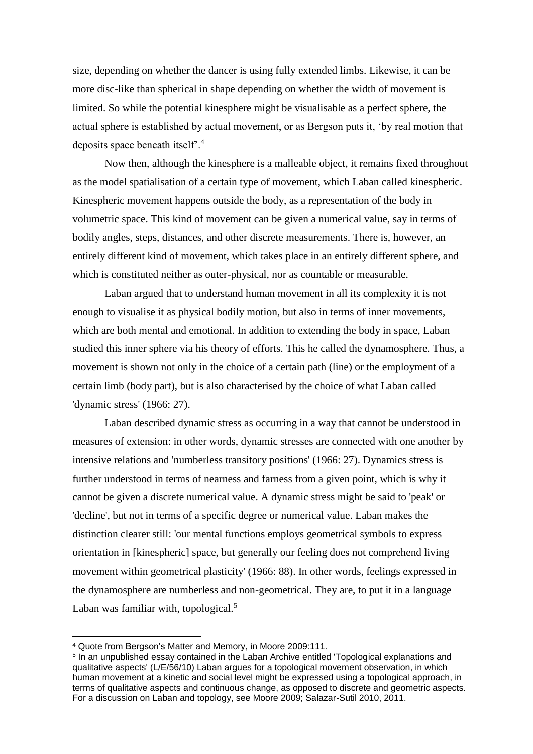size, depending on whether the dancer is using fully extended limbs. Likewise, it can be more disc-like than spherical in shape depending on whether the width of movement is limited. So while the potential kinesphere might be visualisable as a perfect sphere, the actual sphere is established by actual movement, or as Bergson puts it, 'by real motion that deposits space beneath itself'.[4]

Now then, although the kinesphere is a malleable object, it remains fixed throughout as the model spatialisation of a certain type of movement, which Laban called kinespheric. Kinespheric movement happens outside the body, as a representation of the body in volumetric space. This kind of movement can be given a numerical value, say in terms of bodily angles, steps, distances, and other discrete measurements. There is, however, an entirely different kind of movement, which takes place in an entirely different sphere, and which is constituted neither as outer-physical, nor as countable or measurable.

Laban argued that to understand human movement in all its complexity it is not enough to visualise it as physical bodily motion, but also in terms of inner movements, which are both mental and emotional. In addition to extending the body in space, Laban studied this inner sphere via his theory of efforts. This he called the dynamosphere. Thus, a movement is shown not only in the choice of a certain path (line) or the employment of a certain limb (body part), but is also characterised by the choice of what Laban called 'dynamic stress' (1966: 27).

Laban described dynamic stress as occurring in a way that cannot be understood in measures of extension: in other words, dynamic stresses are connected with one another by intensive relations and 'numberless transitory positions' (1966: 27). Dynamics stress is further understood in terms of nearness and farness from a given point, which is why it cannot be given a discrete numerical value. A dynamic stress might be said to 'peak' or 'decline', but not in terms of a specific degree or numerical value. Laban makes the distinction clearer still: 'our mental functions employs geometrical symbols to express orientation in [kinespheric] space, but generally our feeling does not comprehend living movement within geometrical plasticity' (1966: 88). In other words, feelings expressed in the dynamosphere are numberless and non-geometrical. They are, to put it in a language Laban was familiar with, topological.[5]

---

[4] Quote from Bergson's Matter and Memory, in Moore 2009:111.

[5] In an unpublished essay contained in the Laban Archive entitled 'Topological explanations and qualitative aspects' (L/E/56/10) Laban argues for a topological movement observation, in which human movement at a kinetic and social level might be expressed using a topological approach, in terms of qualitative aspects and continuous change, as opposed to discrete and geometric aspects. For a discussion on Laban and topology, see Moore 2009; Salazar-Sutil 2010, 2011.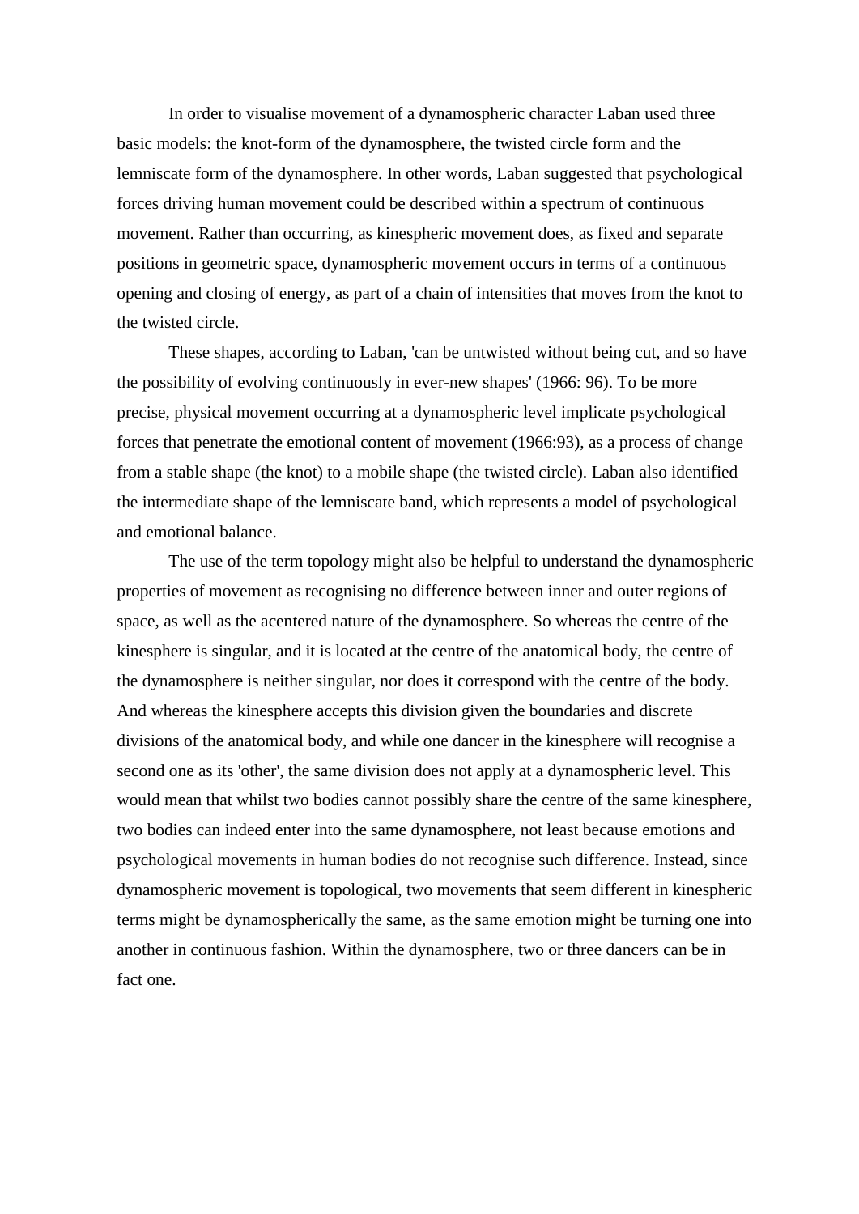In order to visualise movement of a dynamospheric character Laban used three basic models: the knot-form of the dynamosphere, the twisted circle form and the lemniscate form of the dynamosphere. In other words, Laban suggested that psychological forces driving human movement could be described within a spectrum of continuous movement. Rather than occurring, as kinespheric movement does, as fixed and separate positions in geometric space, dynamospheric movement occurs in terms of a continuous opening and closing of energy, as part of a chain of intensities that moves from the knot to the twisted circle.

These shapes, according to Laban, 'can be untwisted without being cut, and so have the possibility of evolving continuously in ever-new shapes' (1966: 96). To be more precise, physical movement occurring at a dynamospheric level implicate psychological forces that penetrate the emotional content of movement (1966:93), as a process of change from a stable shape (the knot) to a mobile shape (the twisted circle). Laban also identified the intermediate shape of the lemniscate band, which represents a model of psychological and emotional balance.

The use of the term topology might also be helpful to understand the dynamospheric properties of movement as recognising no difference between inner and outer regions of space, as well as the acentered nature of the dynamosphere. So whereas the centre of the kinesphere is singular, and it is located at the centre of the anatomical body, the centre of the dynamosphere is neither singular, nor does it correspond with the centre of the body. And whereas the kinesphere accepts this division given the boundaries and discrete divisions of the anatomical body, and while one dancer in the kinesphere will recognise a second one as its 'other', the same division does not apply at a dynamospheric level. This would mean that whilst two bodies cannot possibly share the centre of the same kinesphere, two bodies can indeed enter into the same dynamosphere, not least because emotions and psychological movements in human bodies do not recognise such difference. Instead, since dynamospheric movement is topological, two movements that seem different in kinespheric terms might be dynamospherically the same, as the same emotion might be turning one into another in continuous fashion. Within the dynamosphere, two or three dancers can be in fact one.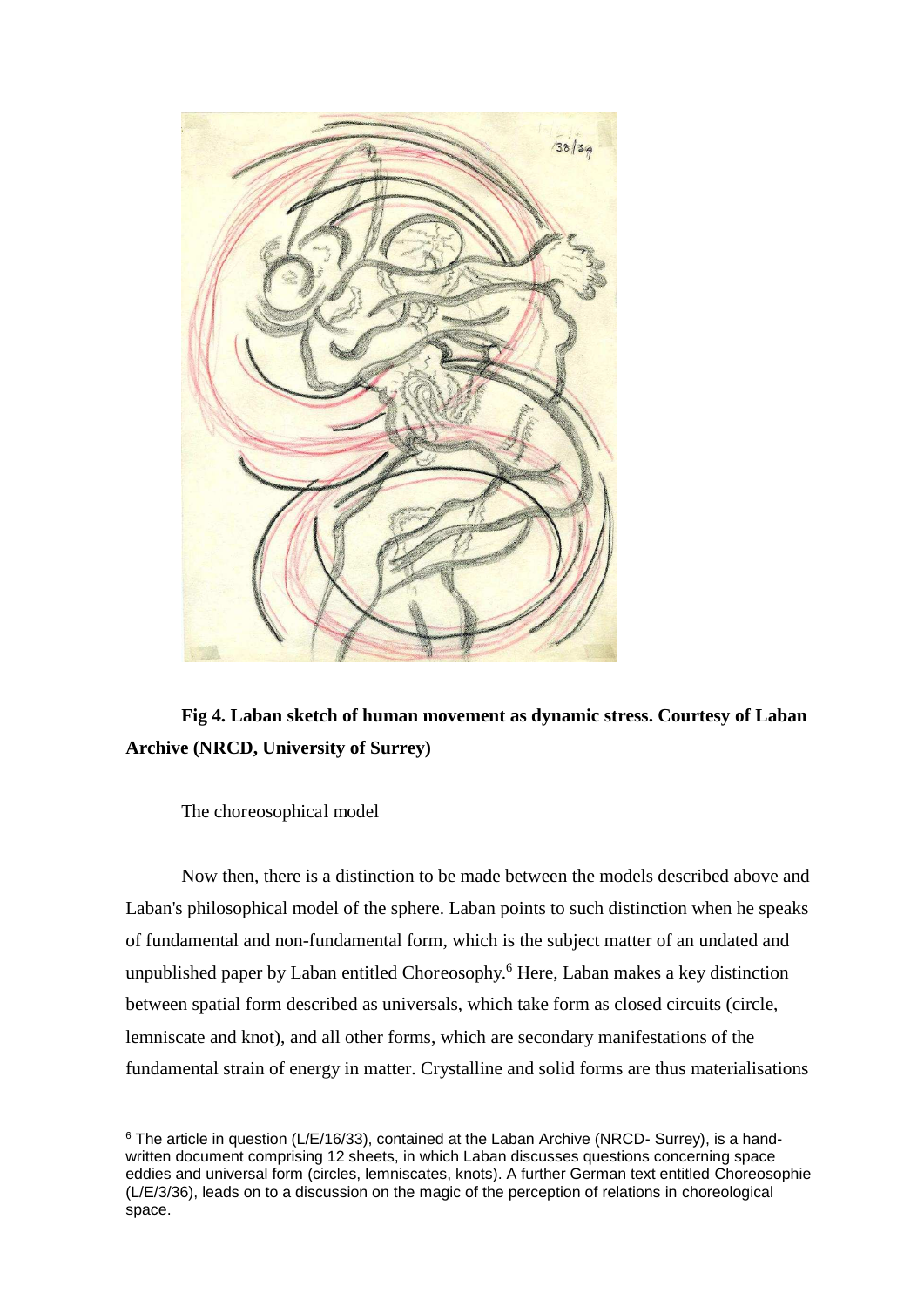**Fig 4. Laban sketch of human movement as dynamic stress. Courtesy of Laban Archive (NRCD, University of Surrey)**

The choreosophical model

Now then, there is a distinction to be made between the models described above and Laban's philosophical model of the sphere. Laban points to such distinction when he speaks of fundamental and non-fundamental form, which is the subject matter of an undated and unpublished paper by Laban entitled Choreosophy.[6] Here, Laban makes a key distinction between spatial form described as universals, which take form as closed circuits (circle, lemniscate and knot), and all other forms, which are secondary manifestations of the fundamental strain of energy in matter. Crystalline and solid forms are thus materialisations

[6] The article in question (L/E/16/33), contained at the Laban Archive (NRCD- Surrey), is a hand-written document comprising 12 sheets, in which Laban discusses questions concerning space eddies and universal form (circles, lemniscates, knots). A further German text entitled Choreosophie (L/E/3/36), leads on to a discussion on the magic of the perception of relations in choreological space.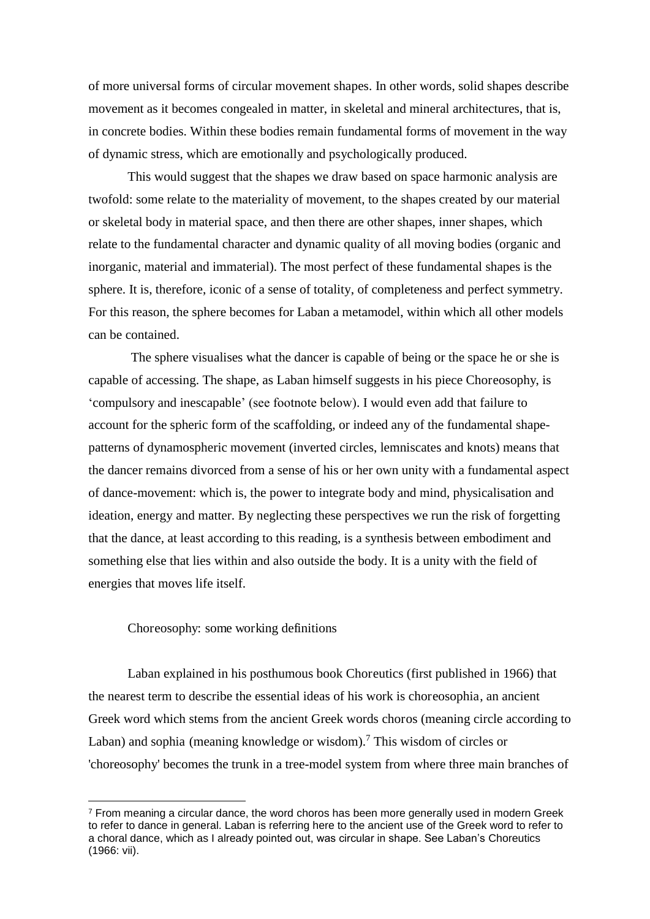of more universal forms of circular movement shapes. In other words, solid shapes describe movement as it becomes congealed in matter, in skeletal and mineral architectures, that is, in concrete bodies. Within these bodies remain fundamental forms of movement in the way of dynamic stress, which are emotionally and psychologically produced.

This would suggest that the shapes we draw based on space harmonic analysis are twofold: some relate to the materiality of movement, to the shapes created by our material or skeletal body in material space, and then there are other shapes, inner shapes, which relate to the fundamental character and dynamic quality of all moving bodies (organic and inorganic, material and immaterial). The most perfect of these fundamental shapes is the sphere. It is, therefore, iconic of a sense of totality, of completeness and perfect symmetry. For this reason, the sphere becomes for Laban a metamodel, within which all other models can be contained.

The sphere visualises what the dancer is capable of being or the space he or she is capable of accessing. The shape, as Laban himself suggests in his piece Choreosophy, is 'compulsory and inescapable' (see footnote below). I would even add that failure to account for the spheric form of the scaffolding, or indeed any of the fundamental shape-patterns of dynamospheric movement (inverted circles, lemniscates and knots) means that the dancer remains divorced from a sense of his or her own unity with a fundamental aspect of dance-movement: which is, the power to integrate body and mind, physicalisation and ideation, energy and matter. By neglecting these perspectives we run the risk of forgetting that the dance, at least according to this reading, is a synthesis between embodiment and something else that lies within and also outside the body. It is a unity with the field of energies that moves life itself.

## Choreosophy: some working definitions

Laban explained in his posthumous book Choreutics (first published in 1966) that the nearest term to describe the essential ideas of his work is choreosophia, an ancient Greek word which stems from the ancient Greek words choros (meaning circle according to Laban) and sophia (meaning knowledge or wisdom).[7] This wisdom of circles or 'choreosophy' becomes the trunk in a tree-model system from where three main branches of

[7] From meaning a circular dance, the word choros has been more generally used in modern Greek to refer to dance in general. Laban is referring here to the ancient use of the Greek word to refer to a choral dance, which as I already pointed out, was circular in shape. See Laban's Choreutics (1966: vii).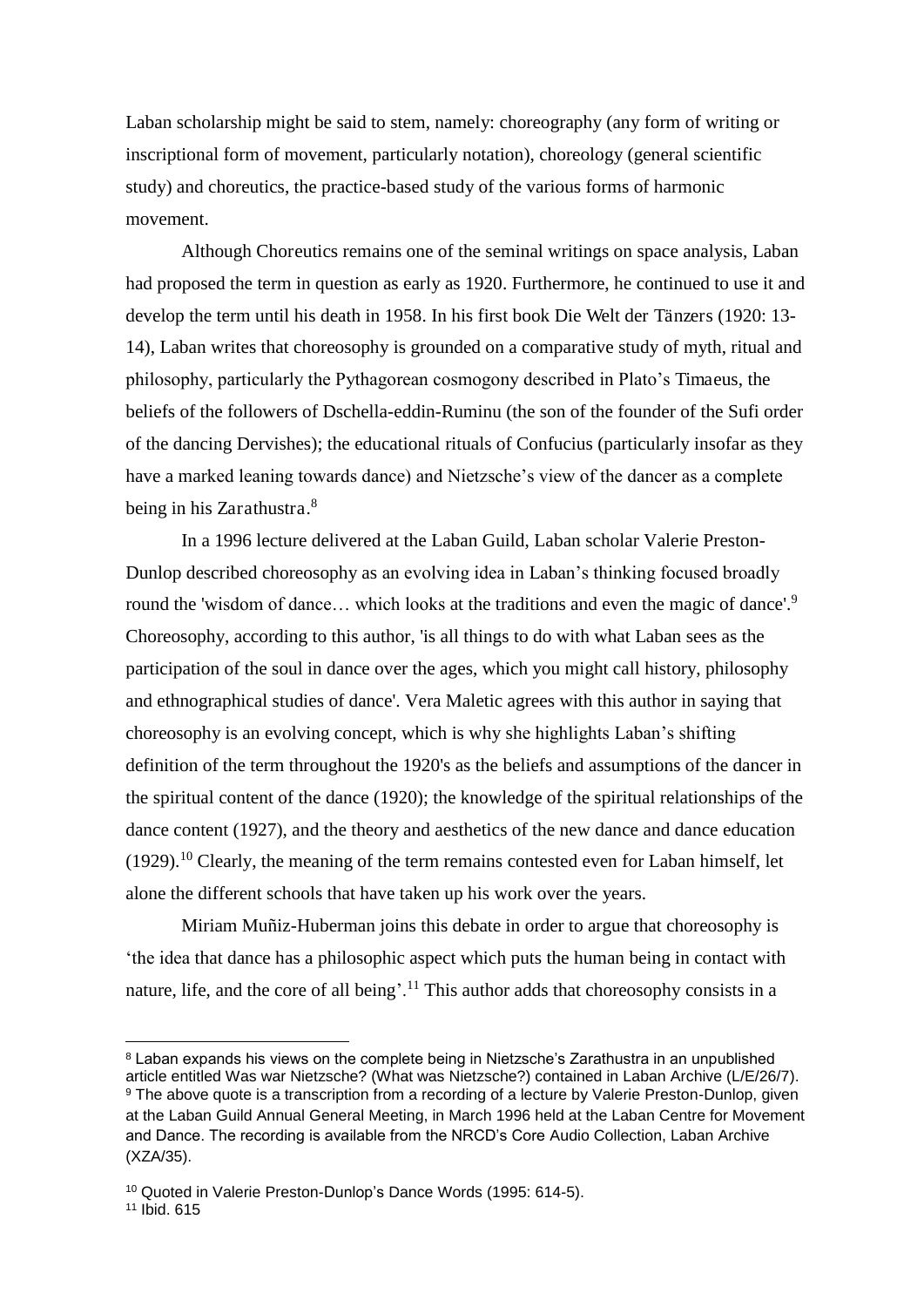Laban scholarship might be said to stem, namely: choreography (any form of writing or inscriptional form of movement, particularly notation), choreology (general scientific study) and choreutics, the practice-based study of the various forms of harmonic movement.

Although Choreutics remains one of the seminal writings on space analysis, Laban had proposed the term in question as early as 1920. Furthermore, he continued to use it and develop the term until his death in 1958. In his first book Die Welt der Tänzers (1920: 13-14), Laban writes that choreosophy is grounded on a comparative study of myth, ritual and philosophy, particularly the Pythagorean cosmogony described in Plato's Timaeus, the beliefs of the followers of Dschella-eddin-Ruminu (the son of the founder of the Sufi order of the dancing Dervishes); the educational rituals of Confucius (particularly insofar as they have a marked leaning towards dance) and Nietzsche's view of the dancer as a complete being in his Zarathustra.[8]

In a 1996 lecture delivered at the Laban Guild, Laban scholar Valerie Preston-Dunlop described choreosophy as an evolving idea in Laban's thinking focused broadly round the 'wisdom of dance… which looks at the traditions and even the magic of dance'.[9] Choreosophy, according to this author, 'is all things to do with what Laban sees as the participation of the soul in dance over the ages, which you might call history, philosophy and ethnographical studies of dance'. Vera Maletic agrees with this author in saying that choreosophy is an evolving concept, which is why she highlights Laban's shifting definition of the term throughout the 1920's as the beliefs and assumptions of the dancer in the spiritual content of the dance (1920); the knowledge of the spiritual relationships of the dance content (1927), and the theory and aesthetics of the new dance and dance education (1929).[10] Clearly, the meaning of the term remains contested even for Laban himself, let alone the different schools that have taken up his work over the years.

Miriam Muñiz-Huberman joins this debate in order to argue that choreosophy is 'the idea that dance has a philosophic aspect which puts the human being in contact with nature, life, and the core of all being'.[11] This author adds that choreosophy consists in a

---

[8] Laban expands his views on the complete being in Nietzsche's Zarathustra in an unpublished article entitled Was war Nietzsche? (What was Nietzsche?) contained in Laban Archive (L/E/26/7).

[9] The above quote is a transcription from a recording of a lecture by Valerie Preston-Dunlop, given at the Laban Guild Annual General Meeting, in March 1996 held at the Laban Centre for Movement and Dance. The recording is available from the NRCD's Core Audio Collection, Laban Archive (XZA/35).

[10] Quoted in Valerie Preston-Dunlop's Dance Words (1995: 614-5).

[11] Ibid. 615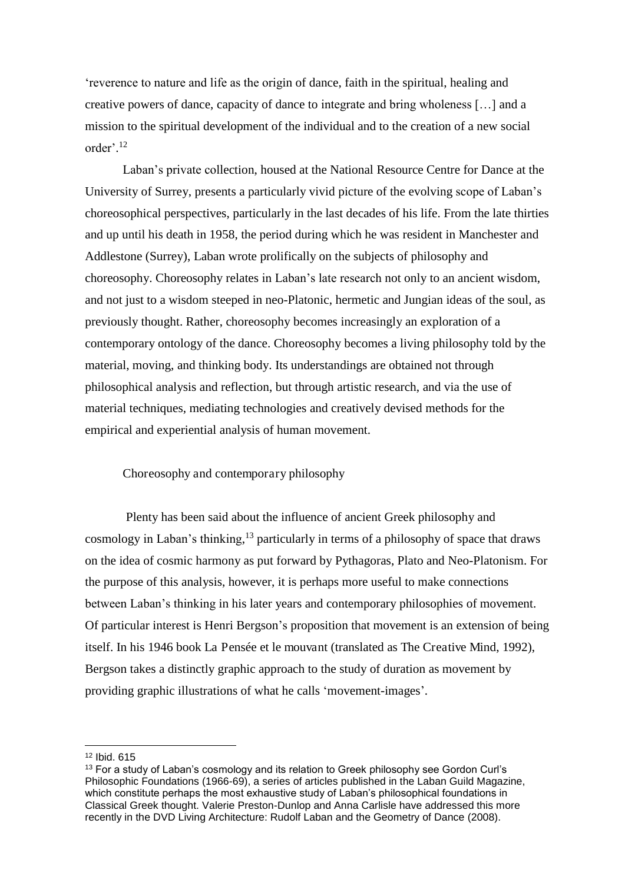'reverence to nature and life as the origin of dance, faith in the spiritual, healing and creative powers of dance, capacity of dance to integrate and bring wholeness […] and a mission to the spiritual development of the individual and to the creation of a new social order'.[12]

Laban's private collection, housed at the National Resource Centre for Dance at the University of Surrey, presents a particularly vivid picture of the evolving scope of Laban's choreosophical perspectives, particularly in the last decades of his life. From the late thirties and up until his death in 1958, the period during which he was resident in Manchester and Addlestone (Surrey), Laban wrote prolifically on the subjects of philosophy and choreosophy. Choreosophy relates in Laban's late research not only to an ancient wisdom, and not just to a wisdom steeped in neo-Platonic, hermetic and Jungian ideas of the soul, as previously thought. Rather, choreosophy becomes increasingly an exploration of a contemporary ontology of the dance. Choreosophy becomes a living philosophy told by the material, moving, and thinking body. Its understandings are obtained not through philosophical analysis and reflection, but through artistic research, and via the use of material techniques, mediating technologies and creatively devised methods for the empirical and experiential analysis of human movement.

## Choreosophy and contemporary philosophy

Plenty has been said about the influence of ancient Greek philosophy and cosmology in Laban's thinking,[13] particularly in terms of a philosophy of space that draws on the idea of cosmic harmony as put forward by Pythagoras, Plato and Neo-Platonism. For the purpose of this analysis, however, it is perhaps more useful to make connections between Laban's thinking in his later years and contemporary philosophies of movement. Of particular interest is Henri Bergson's proposition that movement is an extension of being itself. In his 1946 book La Pensée et le mouvant (translated as The Creative Mind, 1992), Bergson takes a distinctly graphic approach to the study of duration as movement by providing graphic illustrations of what he calls 'movement-images'.

---

[12] Ibid. 615

[13] For a study of Laban's cosmology and its relation to Greek philosophy see Gordon Curl's Philosophic Foundations (1966-69), a series of articles published in the Laban Guild Magazine, which constitute perhaps the most exhaustive study of Laban's philosophical foundations in Classical Greek thought. Valerie Preston-Dunlop and Anna Carlisle have addressed this more recently in the DVD Living Architecture: Rudolf Laban and the Geometry of Dance (2008).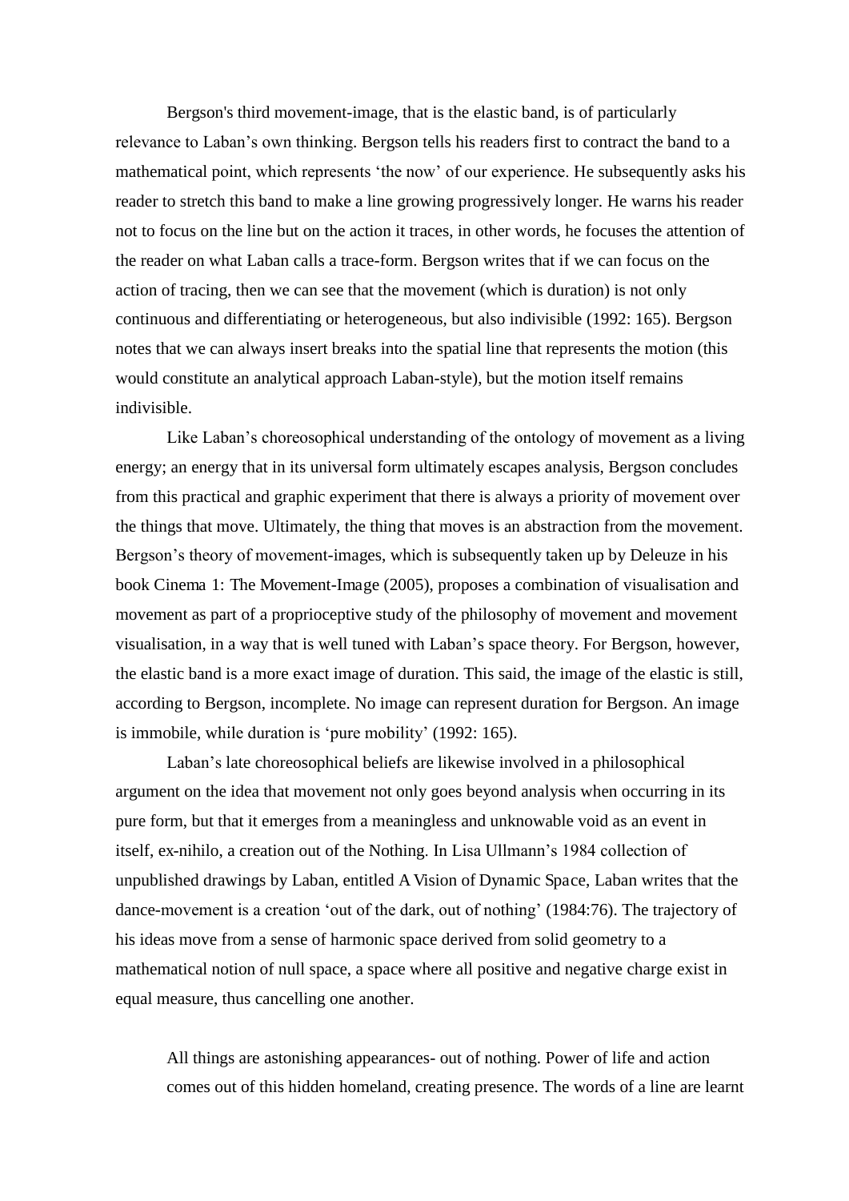Bergson's third movement-image, that is the elastic band, is of particularly relevance to Laban's own thinking. Bergson tells his readers first to contract the band to a mathematical point, which represents 'the now' of our experience. He subsequently asks his reader to stretch this band to make a line growing progressively longer. He warns his reader not to focus on the line but on the action it traces, in other words, he focuses the attention of the reader on what Laban calls a trace-form. Bergson writes that if we can focus on the action of tracing, then we can see that the movement (which is duration) is not only continuous and differentiating or heterogeneous, but also indivisible (1992: 165). Bergson notes that we can always insert breaks into the spatial line that represents the motion (this would constitute an analytical approach Laban-style), but the motion itself remains indivisible.

Like Laban's choreosophical understanding of the ontology of movement as a living energy; an energy that in its universal form ultimately escapes analysis, Bergson concludes from this practical and graphic experiment that there is always a priority of movement over the things that move. Ultimately, the thing that moves is an abstraction from the movement. Bergson's theory of movement-images, which is subsequently taken up by Deleuze in his book Cinema 1: The Movement-Image (2005), proposes a combination of visualisation and movement as part of a proprioceptive study of the philosophy of movement and movement visualisation, in a way that is well tuned with Laban's space theory. For Bergson, however, the elastic band is a more exact image of duration. This said, the image of the elastic is still, according to Bergson, incomplete. No image can represent duration for Bergson. An image is immobile, while duration is 'pure mobility' (1992: 165).

Laban's late choreosophical beliefs are likewise involved in a philosophical argument on the idea that movement not only goes beyond analysis when occurring in its pure form, but that it emerges from a meaningless and unknowable void as an event in itself, ex-nihilo, a creation out of the Nothing. In Lisa Ullmann's 1984 collection of unpublished drawings by Laban, entitled A Vision of Dynamic Space, Laban writes that the dance-movement is a creation 'out of the dark, out of nothing' (1984:76). The trajectory of his ideas move from a sense of harmonic space derived from solid geometry to a mathematical notion of null space, a space where all positive and negative charge exist in equal measure, thus cancelling one another.

> All things are astonishing appearances- out of nothing. Power of life and action comes out of this hidden homeland, creating presence. The words of a line are learnt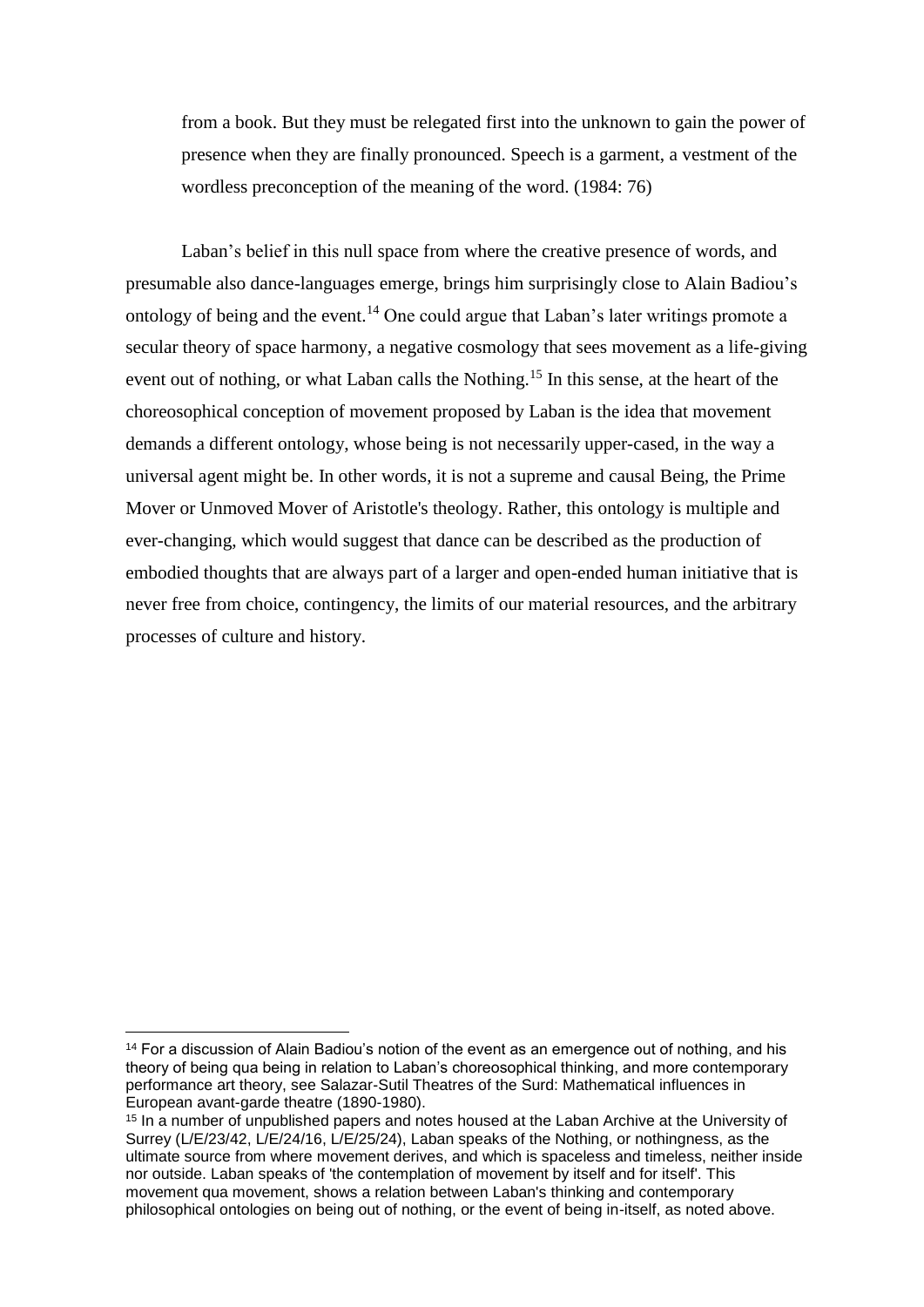> from a book. But they must be relegated first into the unknown to gain the power of presence when they are finally pronounced. Speech is a garment, a vestment of the wordless preconception of the meaning of the word. (1984: 76)

Laban's belief in this null space from where the creative presence of words, and presumable also dance-languages emerge, brings him surprisingly close to Alain Badiou's ontology of being and the event.[14] One could argue that Laban's later writings promote a secular theory of space harmony, a negative cosmology that sees movement as a life-giving event out of nothing, or what Laban calls the Nothing.[15] In this sense, at the heart of the choreosophical conception of movement proposed by Laban is the idea that movement demands a different ontology, whose being is not necessarily upper-cased, in the way a universal agent might be. In other words, it is not a supreme and causal Being, the Prime Mover or Unmoved Mover of Aristotle's theology. Rather, this ontology is multiple and ever-changing, which would suggest that dance can be described as the production of embodied thoughts that are always part of a larger and open-ended human initiative that is never free from choice, contingency, the limits of our material resources, and the arbitrary processes of culture and history.

---

[14] For a discussion of Alain Badiou's notion of the event as an emergence out of nothing, and his theory of being qua being in relation to Laban's choreosophical thinking, and more contemporary performance art theory, see Salazar-Sutil Theatres of the Surd: Mathematical influences in European avant-garde theatre (1890-1980).

[15] In a number of unpublished papers and notes housed at the Laban Archive at the University of Surrey (L/E/23/42, L/E/24/16, L/E/25/24), Laban speaks of the Nothing, or nothingness, as the ultimate source from where movement derives, and which is spaceless and timeless, neither inside nor outside. Laban speaks of 'the contemplation of movement by itself and for itself'. This movement qua movement, shows a relation between Laban's thinking and contemporary philosophical ontologies on being out of nothing, or the event of being in-itself, as noted above.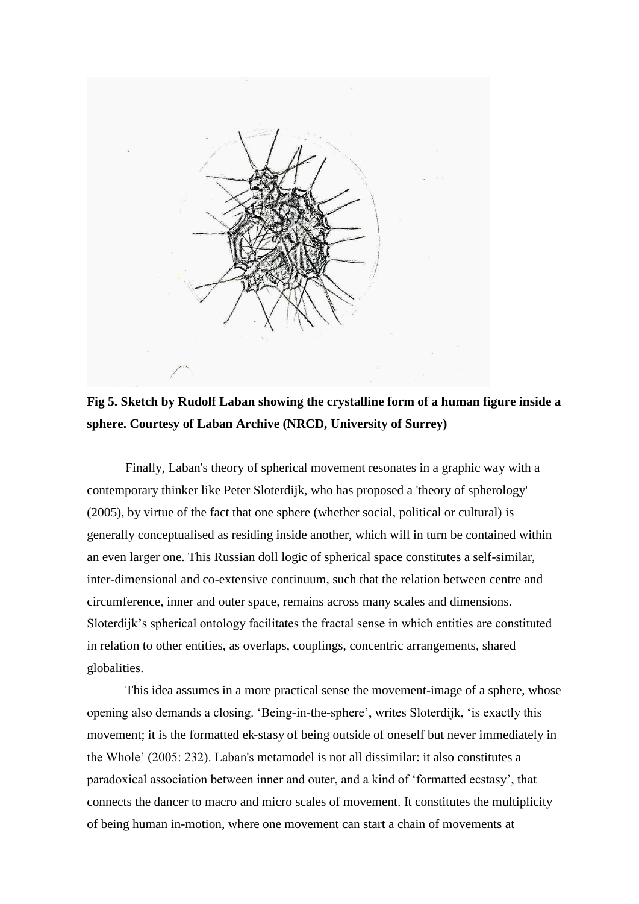**Fig 5. Sketch by Rudolf Laban showing the crystalline form of a human figure inside a sphere. Courtesy of Laban Archive (NRCD, University of Surrey)**

Finally, Laban's theory of spherical movement resonates in a graphic way with a contemporary thinker like Peter Sloterdijk, who has proposed a 'theory of spherology' (2005), by virtue of the fact that one sphere (whether social, political or cultural) is generally conceptualised as residing inside another, which will in turn be contained within an even larger one. This Russian doll logic of spherical space constitutes a self-similar, inter-dimensional and co-extensive continuum, such that the relation between centre and circumference, inner and outer space, remains across many scales and dimensions. Sloterdijk's spherical ontology facilitates the fractal sense in which entities are constituted in relation to other entities, as overlaps, couplings, concentric arrangements, shared globalities.

This idea assumes in a more practical sense the movement-image of a sphere, whose opening also demands a closing. 'Being-in-the-sphere', writes Sloterdijk, 'is exactly this movement; it is the formatted ek-stasy of being outside of oneself but never immediately in the Whole' (2005: 232). Laban's metamodel is not all dissimilar: it also constitutes a paradoxical association between inner and outer, and a kind of 'formatted ecstasy', that connects the dancer to macro and micro scales of movement. It constitutes the multiplicity of being human in-motion, where one movement can start a chain of movements at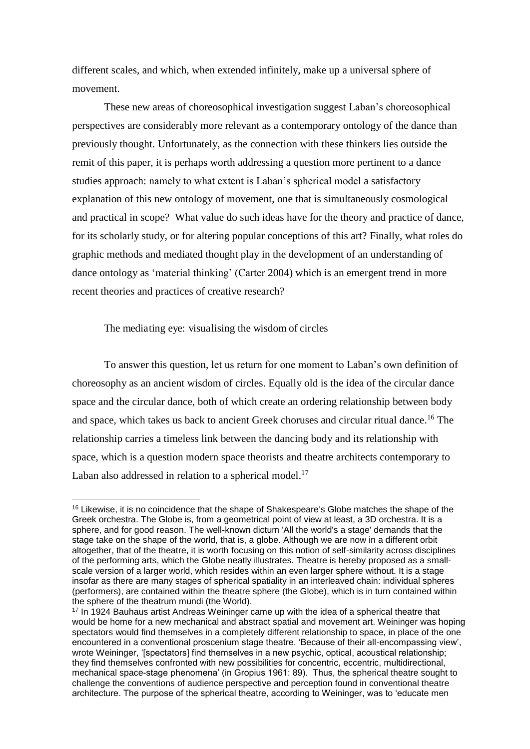different scales, and which, when extended infinitely, make up a universal sphere of movement.

These new areas of choreosophical investigation suggest Laban's choreosophical perspectives are considerably more relevant as a contemporary ontology of the dance than previously thought. Unfortunately, as the connection with these thinkers lies outside the remit of this paper, it is perhaps worth addressing a question more pertinent to a dance studies approach: namely to what extent is Laban's spherical model a satisfactory explanation of this new ontology of movement, one that is simultaneously cosmological and practical in scope? What value do such ideas have for the theory and practice of dance, for its scholarly study, or for altering popular conceptions of this art? Finally, what roles do graphic methods and mediated thought play in the development of an understanding of dance ontology as 'material thinking' (Carter 2004) which is an emergent trend in more recent theories and practices of creative research?

## The mediating eye: visualising the wisdom of circles

To answer this question, let us return for one moment to Laban's own definition of choreosophy as an ancient wisdom of circles. Equally old is the idea of the circular dance space and the circular dance, both of which create an ordering relationship between body and space, which takes us back to ancient Greek choruses and circular ritual dance.[16] The relationship carries a timeless link between the dancing body and its relationship with space, which is a question modern space theorists and theatre architects contemporary to Laban also addressed in relation to a spherical model.[17]

---

[16] Likewise, it is no coincidence that the shape of Shakespeare's Globe matches the shape of the Greek orchestra. The Globe is, from a geometrical point of view at least, a 3D orchestra. It is a sphere, and for good reason. The well-known dictum 'All the world's a stage' demands that the stage take on the shape of the world, that is, a globe. Although we are now in a different orbit altogether, that of the theatre, it is worth focusing on this notion of self-similarity across disciplines of the performing arts, which the Globe neatly illustrates. Theatre is hereby proposed as a small-scale version of a larger world, which resides within an even larger sphere without. It is a stage insofar as there are many stages of spherical spatiality in an interleaved chain: individual spheres (performers), are contained within the theatre sphere (the Globe), which is in turn contained within the sphere of the theatrum mundi (the World).

[17] In 1924 Bauhaus artist Andreas Weininger came up with the idea of a spherical theatre that would be home for a new mechanical and abstract spatial and movement art. Weininger was hoping spectators would find themselves in a completely different relationship to space, in place of the one encountered in a conventional proscenium stage theatre. 'Because of their all-encompassing view', wrote Weininger, '[spectators] find themselves in a new psychic, optical, acoustical relationship; they find themselves confronted with new possibilities for concentric, eccentric, multidirectional, mechanical space-stage phenomena' (in Gropius 1961: 89). Thus, the spherical theatre sought to challenge the conventions of audience perspective and perception found in conventional theatre architecture. The purpose of the spherical theatre, according to Weininger, was to 'educate men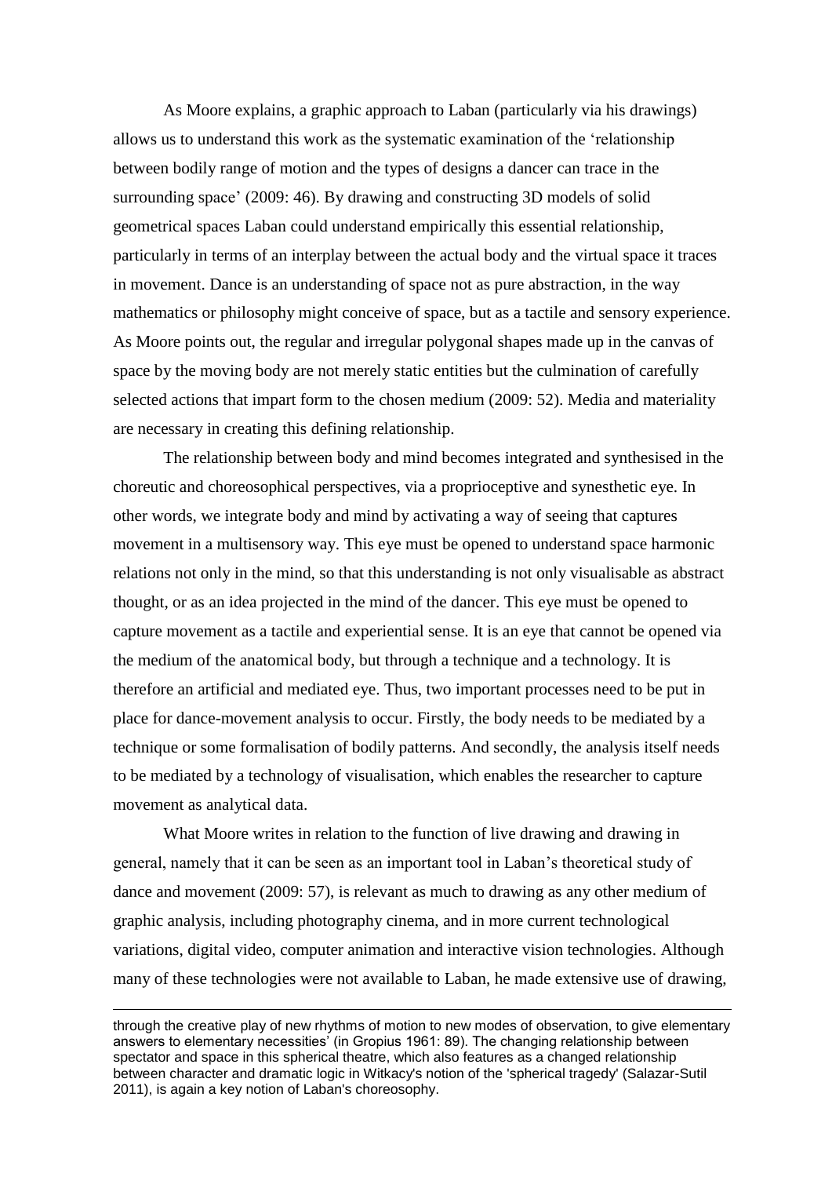As Moore explains, a graphic approach to Laban (particularly via his drawings) allows us to understand this work as the systematic examination of the 'relationship between bodily range of motion and the types of designs a dancer can trace in the surrounding space' (2009: 46). By drawing and constructing 3D models of solid geometrical spaces Laban could understand empirically this essential relationship, particularly in terms of an interplay between the actual body and the virtual space it traces in movement. Dance is an understanding of space not as pure abstraction, in the way mathematics or philosophy might conceive of space, but as a tactile and sensory experience. As Moore points out, the regular and irregular polygonal shapes made up in the canvas of space by the moving body are not merely static entities but the culmination of carefully selected actions that impart form to the chosen medium (2009: 52). Media and materiality are necessary in creating this defining relationship.

The relationship between body and mind becomes integrated and synthesised in the choreutic and choreosophical perspectives, via a proprioceptive and synesthetic eye. In other words, we integrate body and mind by activating a way of seeing that captures movement in a multisensory way. This eye must be opened to understand space harmonic relations not only in the mind, so that this understanding is not only visualisable as abstract thought, or as an idea projected in the mind of the dancer. This eye must be opened to capture movement as a tactile and experiential sense. It is an eye that cannot be opened via the medium of the anatomical body, but through a technique and a technology. It is therefore an artificial and mediated eye. Thus, two important processes need to be put in place for dance-movement analysis to occur. Firstly, the body needs to be mediated by a technique or some formalisation of bodily patterns. And secondly, the analysis itself needs to be mediated by a technology of visualisation, which enables the researcher to capture movement as analytical data.

What Moore writes in relation to the function of live drawing and drawing in general, namely that it can be seen as an important tool in Laban's theoretical study of dance and movement (2009: 57), is relevant as much to drawing as any other medium of graphic analysis, including photography cinema, and in more current technological variations, digital video, computer animation and interactive vision technologies. Although many of these technologies were not available to Laban, he made extensive use of drawing,

---

through the creative play of new rhythms of motion to new modes of observation, to give elementary answers to elementary necessities' (in Gropius 1961: 89). The changing relationship between spectator and space in this spherical theatre, which also features as a changed relationship between character and dramatic logic in Witkacy's notion of the 'spherical tragedy' (Salazar-Sutil 2011), is again a key notion of Laban's choreosophy.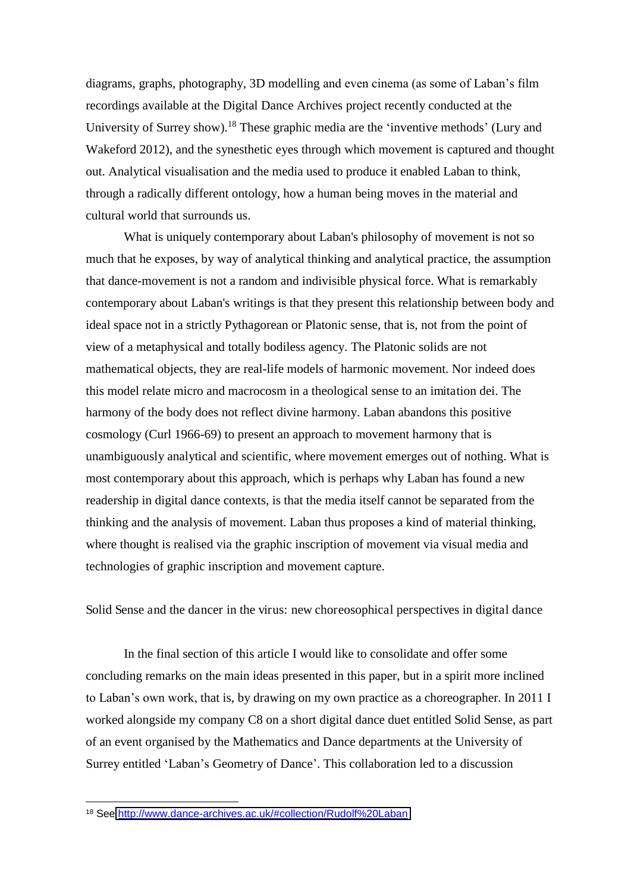diagrams, graphs, photography, 3D modelling and even cinema (as some of Laban's film recordings available at the Digital Dance Archives project recently conducted at the University of Surrey show).[18] These graphic media are the 'inventive methods' (Lury and Wakeford 2012), and the synesthetic eyes through which movement is captured and thought out. Analytical visualisation and the media used to produce it enabled Laban to think, through a radically different ontology, how a human being moves in the material and cultural world that surrounds us.

What is uniquely contemporary about Laban's philosophy of movement is not so much that he exposes, by way of analytical thinking and analytical practice, the assumption that dance-movement is not a random and indivisible physical force. What is remarkably contemporary about Laban's writings is that they present this relationship between body and ideal space not in a strictly Pythagorean or Platonic sense, that is, not from the point of view of a metaphysical and totally bodiless agency. The Platonic solids are not mathematical objects, they are real-life models of harmonic movement. Nor indeed does this model relate micro and macrocosm in a theological sense to an imitation dei. The harmony of the body does not reflect divine harmony. Laban abandons this positive cosmology (Curl 1966-69) to present an approach to movement harmony that is unambiguously analytical and scientific, where movement emerges out of nothing. What is most contemporary about this approach, which is perhaps why Laban has found a new readership in digital dance contexts, is that the media itself cannot be separated from the thinking and the analysis of movement. Laban thus proposes a kind of material thinking, where thought is realised via the graphic inscription of movement via visual media and technologies of graphic inscription and movement capture.

## Solid Sense and the dancer in the virus: new choreosophical perspectives in digital dance

In the final section of this article I would like to consolidate and offer some concluding remarks on the main ideas presented in this paper, but in a spirit more inclined to Laban's own work, that is, by drawing on my own practice as a choreographer. In 2011 I worked alongside my company C8 on a short digital dance duet entitled Solid Sense, as part of an event organised by the Mathematics and Dance departments at the University of Surrey entitled 'Laban's Geometry of Dance'. This collaboration led to a discussion

---

[18] See http://www.dance-archives.ac.uk/#collection/Rudolf%20Laban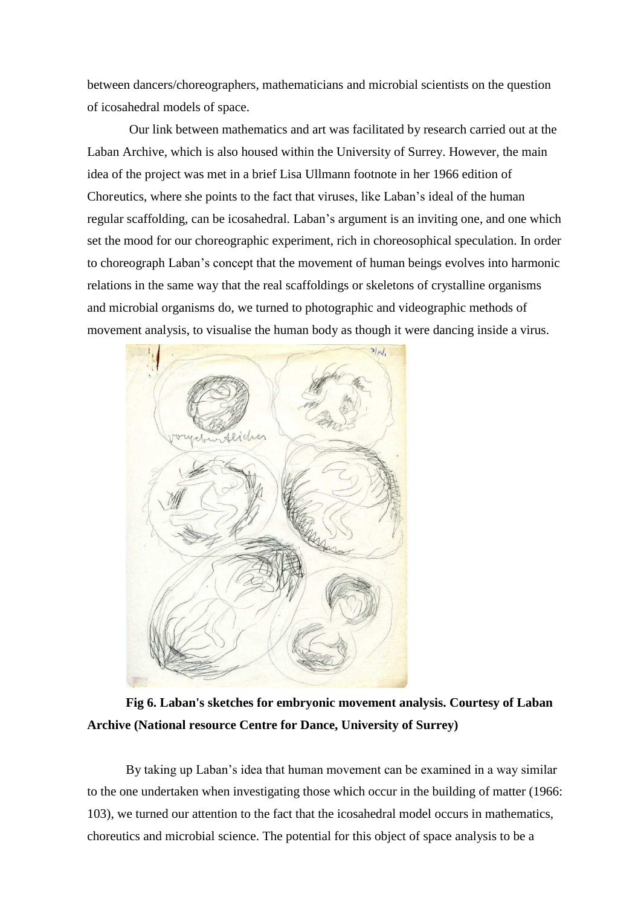between dancers/choreographers, mathematicians and microbial scientists on the question of icosahedral models of space.

Our link between mathematics and art was facilitated by research carried out at the Laban Archive, which is also housed within the University of Surrey. However, the main idea of the project was met in a brief Lisa Ullmann footnote in her 1966 edition of Choreutics, where she points to the fact that viruses, like Laban's ideal of the human regular scaffolding, can be icosahedral. Laban's argument is an inviting one, and one which set the mood for our choreographic experiment, rich in choreosophical speculation. In order to choreograph Laban's concept that the movement of human beings evolves into harmonic relations in the same way that the real scaffoldings or skeletons of crystalline organisms and microbial organisms do, we turned to photographic and videographic methods of movement analysis, to visualise the human body as though it were dancing inside a virus.

**Fig 6. Laban's sketches for embryonic movement analysis. Courtesy of Laban Archive (National resource Centre for Dance, University of Surrey)**

By taking up Laban's idea that human movement can be examined in a way similar to the one undertaken when investigating those which occur in the building of matter (1966: 103), we turned our attention to the fact that the icosahedral model occurs in mathematics, choreutics and microbial science. The potential for this object of space analysis to be a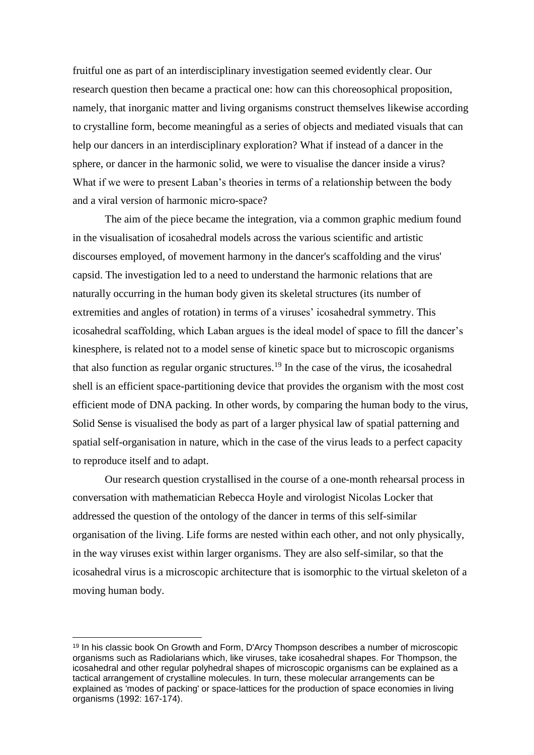fruitful one as part of an interdisciplinary investigation seemed evidently clear. Our research question then became a practical one: how can this choreosophical proposition, namely, that inorganic matter and living organisms construct themselves likewise according to crystalline form, become meaningful as a series of objects and mediated visuals that can help our dancers in an interdisciplinary exploration? What if instead of a dancer in the sphere, or dancer in the harmonic solid, we were to visualise the dancer inside a virus? What if we were to present Laban's theories in terms of a relationship between the body and a viral version of harmonic micro-space?

The aim of the piece became the integration, via a common graphic medium found in the visualisation of icosahedral models across the various scientific and artistic discourses employed, of movement harmony in the dancer's scaffolding and the virus' capsid. The investigation led to a need to understand the harmonic relations that are naturally occurring in the human body given its skeletal structures (its number of extremities and angles of rotation) in terms of a viruses' icosahedral symmetry. This icosahedral scaffolding, which Laban argues is the ideal model of space to fill the dancer's kinesphere, is related not to a model sense of kinetic space but to microscopic organisms that also function as regular organic structures.[19] In the case of the virus, the icosahedral shell is an efficient space-partitioning device that provides the organism with the most cost efficient mode of DNA packing. In other words, by comparing the human body to the virus, Solid Sense is visualised the body as part of a larger physical law of spatial patterning and spatial self-organisation in nature, which in the case of the virus leads to a perfect capacity to reproduce itself and to adapt.

Our research question crystallised in the course of a one-month rehearsal process in conversation with mathematician Rebecca Hoyle and virologist Nicolas Locker that addressed the question of the ontology of the dancer in terms of this self-similar organisation of the living. Life forms are nested within each other, and not only physically, in the way viruses exist within larger organisms. They are also self-similar, so that the icosahedral virus is a microscopic architecture that is isomorphic to the virtual skeleton of a moving human body.

---

[19] In his classic book On Growth and Form, D'Arcy Thompson describes a number of microscopic organisms such as Radiolarians which, like viruses, take icosahedral shapes. For Thompson, the icosahedral and other regular polyhedral shapes of microscopic organisms can be explained as a tactical arrangement of crystalline molecules. In turn, these molecular arrangements can be explained as 'modes of packing' or space-lattices for the production of space economies in living organisms (1992: 167-174).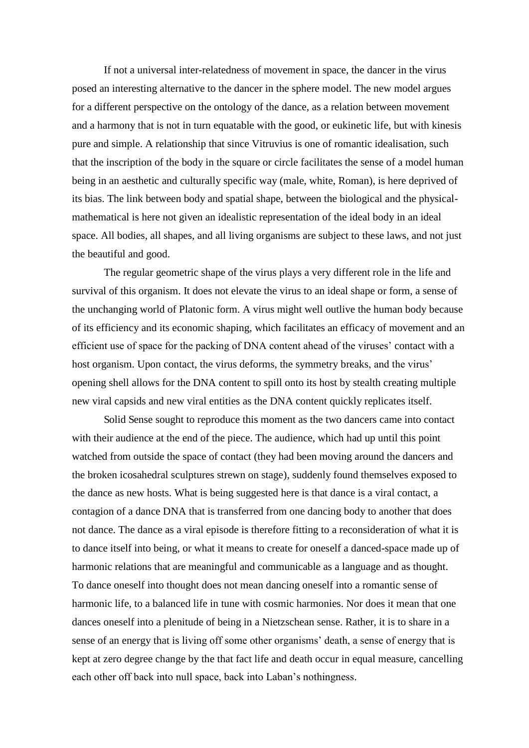If not a universal inter-relatedness of movement in space, the dancer in the virus posed an interesting alternative to the dancer in the sphere model. The new model argues for a different perspective on the ontology of the dance, as a relation between movement and a harmony that is not in turn equatable with the good, or eukinetic life, but with kinesis pure and simple. A relationship that since Vitruvius is one of romantic idealisation, such that the inscription of the body in the square or circle facilitates the sense of a model human being in an aesthetic and culturally specific way (male, white, Roman), is here deprived of its bias. The link between body and spatial shape, between the biological and the physical-mathematical is here not given an idealistic representation of the ideal body in an ideal space. All bodies, all shapes, and all living organisms are subject to these laws, and not just the beautiful and good.

The regular geometric shape of the virus plays a very different role in the life and survival of this organism. It does not elevate the virus to an ideal shape or form, a sense of the unchanging world of Platonic form. A virus might well outlive the human body because of its efficiency and its economic shaping, which facilitates an efficacy of movement and an efficient use of space for the packing of DNA content ahead of the viruses' contact with a host organism. Upon contact, the virus deforms, the symmetry breaks, and the virus' opening shell allows for the DNA content to spill onto its host by stealth creating multiple new viral capsids and new viral entities as the DNA content quickly replicates itself.

Solid Sense sought to reproduce this moment as the two dancers came into contact with their audience at the end of the piece. The audience, which had up until this point watched from outside the space of contact (they had been moving around the dancers and the broken icosahedral sculptures strewn on stage), suddenly found themselves exposed to the dance as new hosts. What is being suggested here is that dance is a viral contact, a contagion of a dance DNA that is transferred from one dancing body to another that does not dance. The dance as a viral episode is therefore fitting to a reconsideration of what it is to dance itself into being, or what it means to create for oneself a danced-space made up of harmonic relations that are meaningful and communicable as a language and as thought. To dance oneself into thought does not mean dancing oneself into a romantic sense of harmonic life, to a balanced life in tune with cosmic harmonies. Nor does it mean that one dances oneself into a plenitude of being in a Nietzschean sense. Rather, it is to share in a sense of an energy that is living off some other organisms' death, a sense of energy that is kept at zero degree change by the that fact life and death occur in equal measure, cancelling each other off back into null space, back into Laban's nothingness.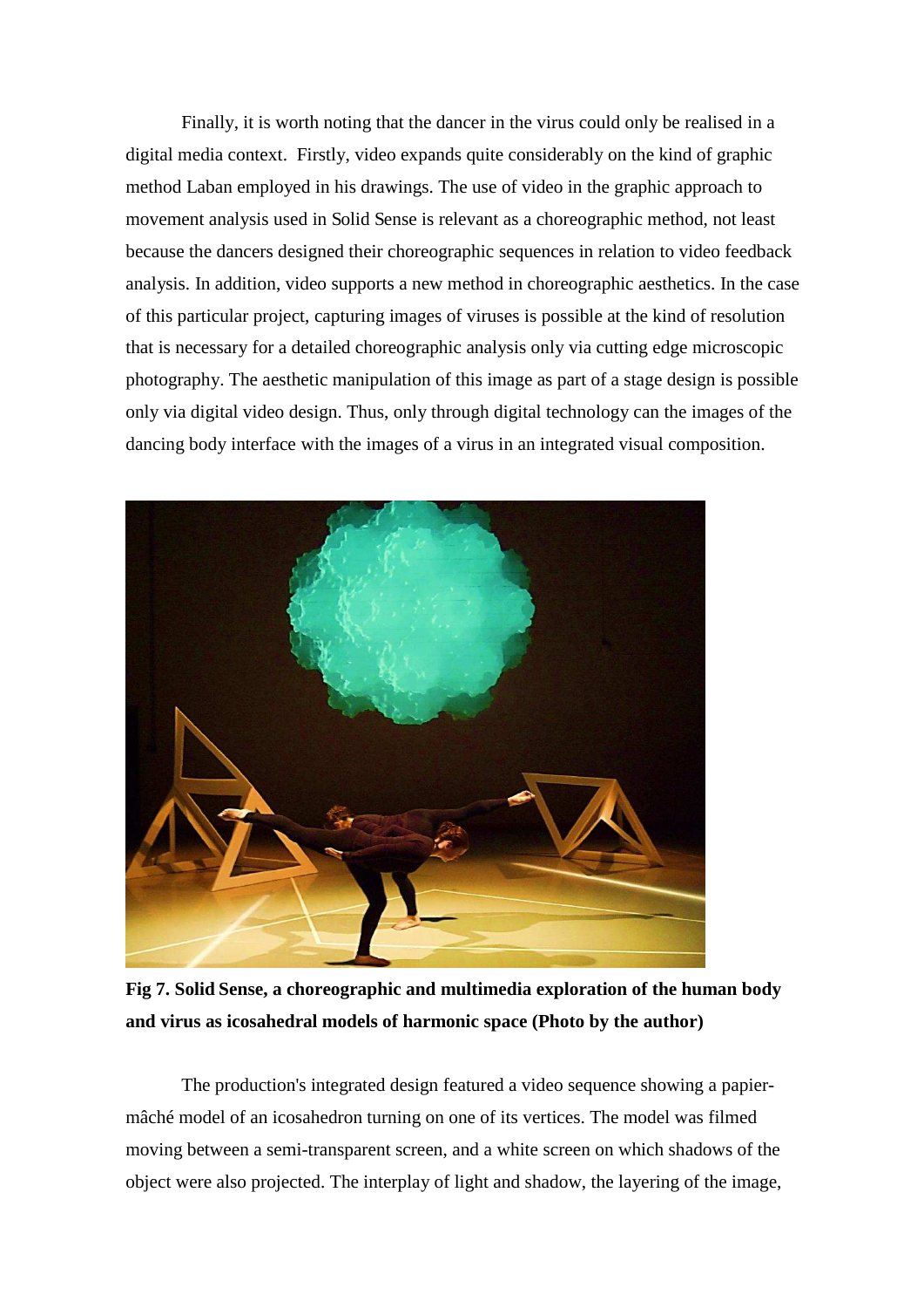Finally, it is worth noting that the dancer in the virus could only be realised in a digital media context. Firstly, video expands quite considerably on the kind of graphic method Laban employed in his drawings. The use of video in the graphic approach to movement analysis used in Solid Sense is relevant as a choreographic method, not least because the dancers designed their choreographic sequences in relation to video feedback analysis. In addition, video supports a new method in choreographic aesthetics. In the case of this particular project, capturing images of viruses is possible at the kind of resolution that is necessary for a detailed choreographic analysis only via cutting edge microscopic photography. The aesthetic manipulation of this image as part of a stage design is possible only via digital video design. Thus, only through digital technology can the images of the dancing body interface with the images of a virus in an integrated visual composition.

**Fig 7. Solid Sense, a choreographic and multimedia exploration of the human body and virus as icosahedral models of harmonic space (Photo by the author)**

The production's integrated design featured a video sequence showing a papier-mâché model of an icosahedron turning on one of its vertices. The model was filmed moving between a semi-transparent screen, and a white screen on which shadows of the object were also projected. The interplay of light and shadow, the layering of the image,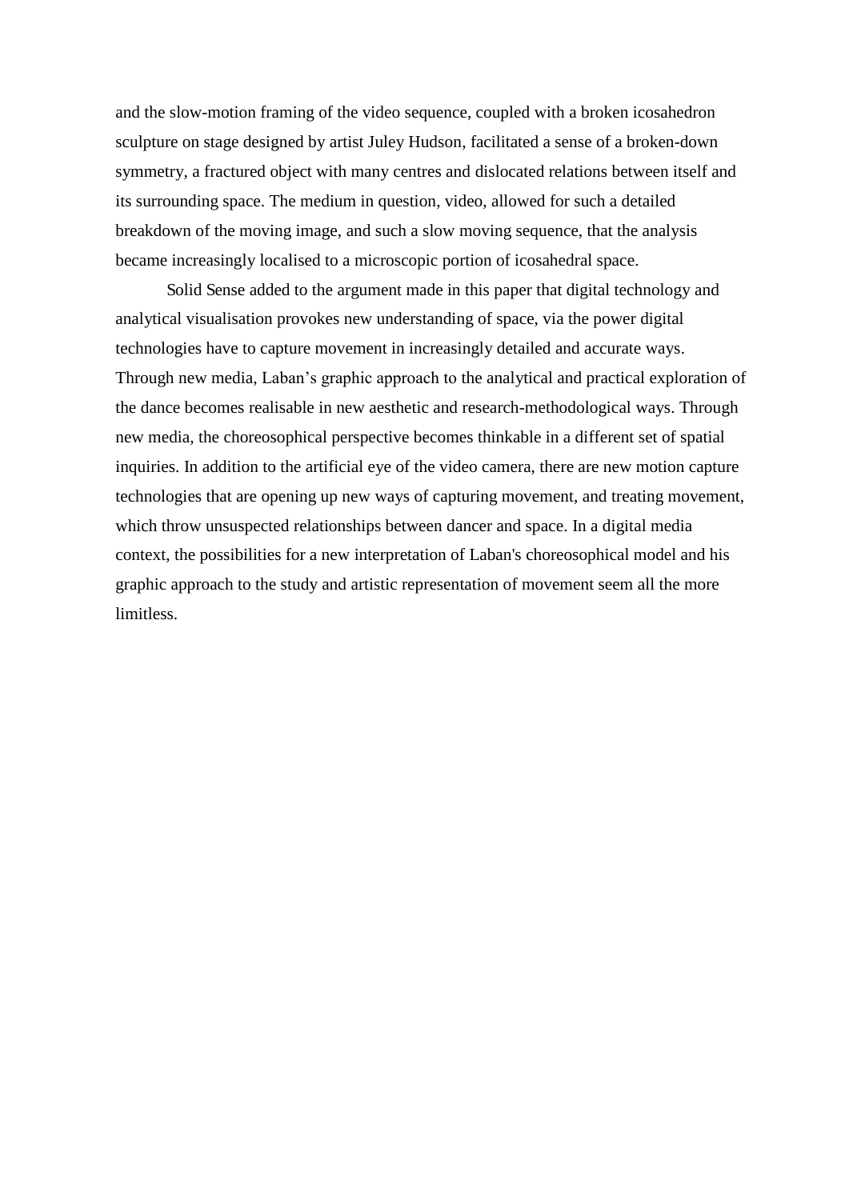and the slow-motion framing of the video sequence, coupled with a broken icosahedron sculpture on stage designed by artist Juley Hudson, facilitated a sense of a broken-down symmetry, a fractured object with many centres and dislocated relations between itself and its surrounding space. The medium in question, video, allowed for such a detailed breakdown of the moving image, and such a slow moving sequence, that the analysis became increasingly localised to a microscopic portion of icosahedral space.

Solid Sense added to the argument made in this paper that digital technology and analytical visualisation provokes new understanding of space, via the power digital technologies have to capture movement in increasingly detailed and accurate ways. Through new media, Laban's graphic approach to the analytical and practical exploration of the dance becomes realisable in new aesthetic and research-methodological ways. Through new media, the choreosophical perspective becomes thinkable in a different set of spatial inquiries. In addition to the artificial eye of the video camera, there are new motion capture technologies that are opening up new ways of capturing movement, and treating movement, which throw unsuspected relationships between dancer and space. In a digital media context, the possibilities for a new interpretation of Laban's choreosophical model and his graphic approach to the study and artistic representation of movement seem all the more limitless.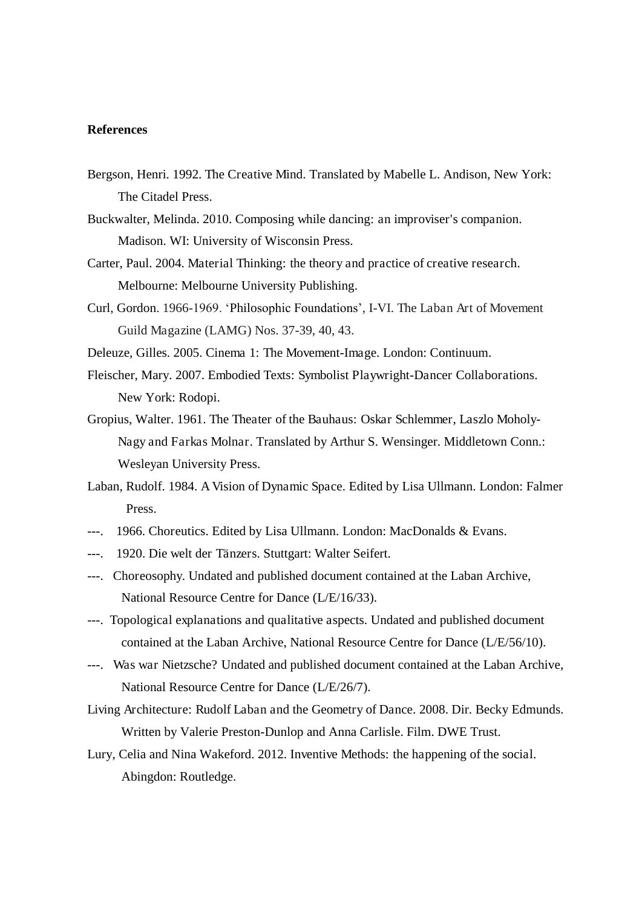**References**

Bergson, Henri. 1992. The Creative Mind. Translated by Mabelle L. Andison, New York: The Citadel Press.

Buckwalter, Melinda. 2010. Composing while dancing: an improviser's companion. Madison. WI: University of Wisconsin Press.

Carter, Paul. 2004. Material Thinking: the theory and practice of creative research. Melbourne: Melbourne University Publishing.

Curl, Gordon. 1966-1969. 'Philosophic Foundations', I-VI. The Laban Art of Movement Guild Magazine (LAMG) Nos. 37-39, 40, 43.

Deleuze, Gilles. 2005. Cinema 1: The Movement-Image. London: Continuum.

Fleischer, Mary. 2007. Embodied Texts: Symbolist Playwright-Dancer Collaborations. New York: Rodopi.

Gropius, Walter. 1961. The Theater of the Bauhaus: Oskar Schlemmer, Laszlo Moholy-Nagy and Farkas Molnar. Translated by Arthur S. Wensinger. Middletown Conn.: Wesleyan University Press.

Laban, Rudolf. 1984. A Vision of Dynamic Space. Edited by Lisa Ullmann. London: Falmer Press.

---. 1966. Choreutics. Edited by Lisa Ullmann. London: MacDonalds & Evans.

---. 1920. Die welt der Tänzers. Stuttgart: Walter Seifert.

---. Choreosophy. Undated and published document contained at the Laban Archive, National Resource Centre for Dance (L/E/16/33).

---. Topological explanations and qualitative aspects. Undated and published document contained at the Laban Archive, National Resource Centre for Dance (L/E/56/10).

---. Was war Nietzsche? Undated and published document contained at the Laban Archive, National Resource Centre for Dance (L/E/26/7).

Living Architecture: Rudolf Laban and the Geometry of Dance. 2008. Dir. Becky Edmunds. Written by Valerie Preston-Dunlop and Anna Carlisle. Film. DWE Trust.

Lury, Celia and Nina Wakeford. 2012. Inventive Methods: the happening of the social. Abingdon: Routledge.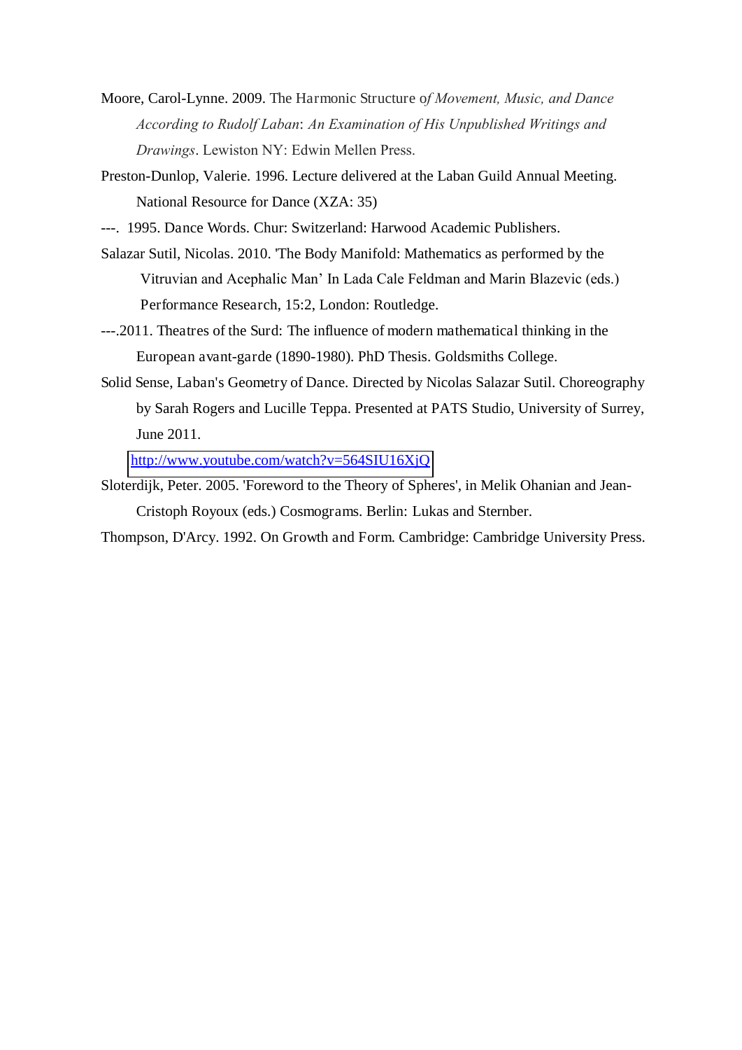Moore, Carol-Lynne. 2009. The Harmonic Structure o*f Movement, Music, and Dance According to Rudolf Laban*: *An Examination of His Unpublished Writings and Drawings*. Lewiston NY: Edwin Mellen Press.

Preston-Dunlop, Valerie. 1996. Lecture delivered at the Laban Guild Annual Meeting. National Resource for Dance (XZA: 35)

---. 1995. Dance Words. Chur: Switzerland: Harwood Academic Publishers.

Salazar Sutil, Nicolas. 2010. 'The Body Manifold: Mathematics as performed by the Vitruvian and Acephalic Man' In Lada Cale Feldman and Marin Blazevic (eds.) Performance Research, 15:2, London: Routledge.

---.2011. Theatres of the Surd: The influence of modern mathematical thinking in the European avant-garde (1890-1980). PhD Thesis. Goldsmiths College.

Solid Sense, Laban's Geometry of Dance. Directed by Nicolas Salazar Sutil. Choreography by Sarah Rogers and Lucille Teppa. Presented at PATS Studio, University of Surrey, June 2011.

http://www.youtube.com/watch?v=564SIU16XjQ

Sloterdijk, Peter. 2005. 'Foreword to the Theory of Spheres', in Melik Ohanian and Jean-Cristoph Royoux (eds.) Cosmograms. Berlin: Lukas and Sternber.

Thompson, D'Arcy. 1992. On Growth and Form. Cambridge: Cambridge University Press.